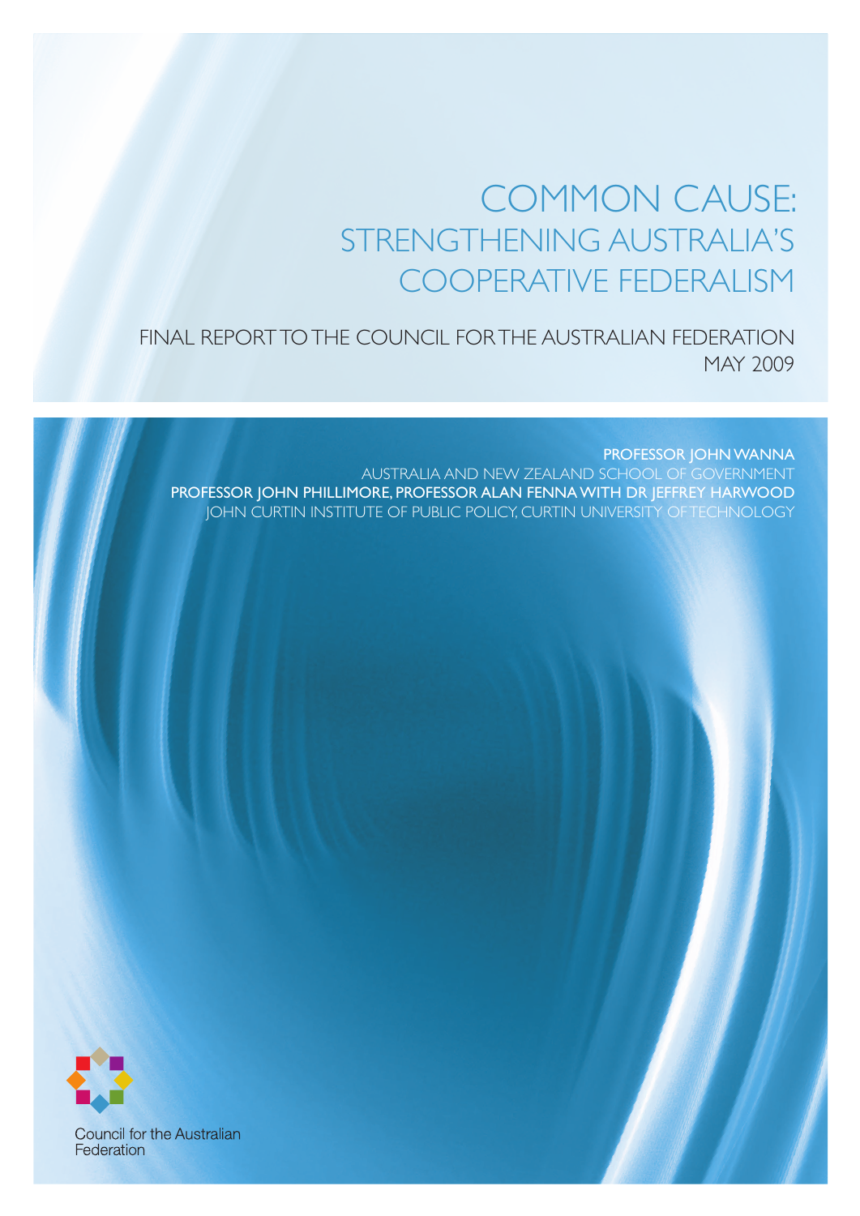# COMMON CAUSE: STRENGTHENING AUSTRALIA'S COOPERATIVE FEDERALISM

FINAL REPORT TO THE COUNCIL FOR THE AUSTRALIAN FEDERATION
MAY 2009

**PROFESSOR JOHN WANNA**
AUSTRALIA AND NEW ZEALAND SCHOOL OF GOVERNMENT
**PROFESSOR JOHN PHILLIMORE, PROFESSOR ALAN FENNA WITH DR JEFFREY HARWOOD**
JOHN CURTIN INSTITUTE OF PUBLIC POLICY, CURTIN UNIVERSITY OF TECHNOLOGY

Council for the Australian Federation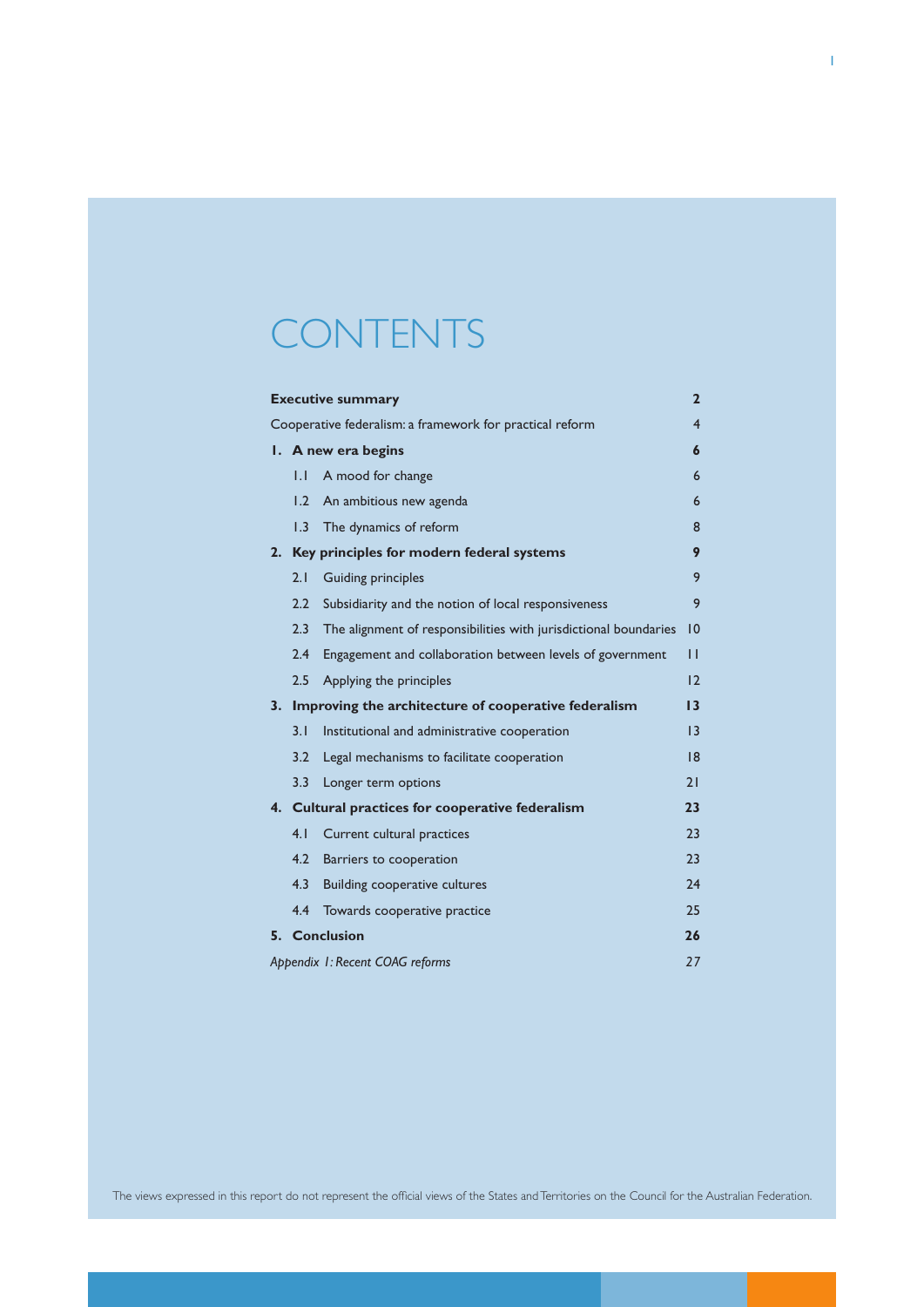# CONTENTS

| | |
|---|---|
| **Executive summary** | **2** |
| Cooperative federalism: a framework for practical reform | 4 |
| **1. A new era begins** | **6** |
| 1.1 A mood for change | 6 |
| 1.2 An ambitious new agenda | 6 |
| 1.3 The dynamics of reform | 8 |
| **2. Key principles for modern federal systems** | **9** |
| 2.1 Guiding principles | 9 |
| 2.2 Subsidiarity and the notion of local responsiveness | 9 |
| 2.3 The alignment of responsibilities with jurisdictional boundaries | 10 |
| 2.4 Engagement and collaboration between levels of government | 11 |
| 2.5 Applying the principles | 12 |
| **3. Improving the architecture of cooperative federalism** | **13** |
| 3.1 Institutional and administrative cooperation | 13 |
| 3.2 Legal mechanisms to facilitate cooperation | 18 |
| 3.3 Longer term options | 21 |
| **4. Cultural practices for cooperative federalism** | **23** |
| 4.1 Current cultural practices | 23 |
| 4.2 Barriers to cooperation | 23 |
| 4.3 Building cooperative cultures | 24 |
| 4.4 Towards cooperative practice | 25 |
| **5. Conclusion** | **26** |
| *Appendix 1: Recent COAG reforms* | 27 |

The views expressed in this report do not represent the official views of the States and Territories on the Council for the Australian Federation.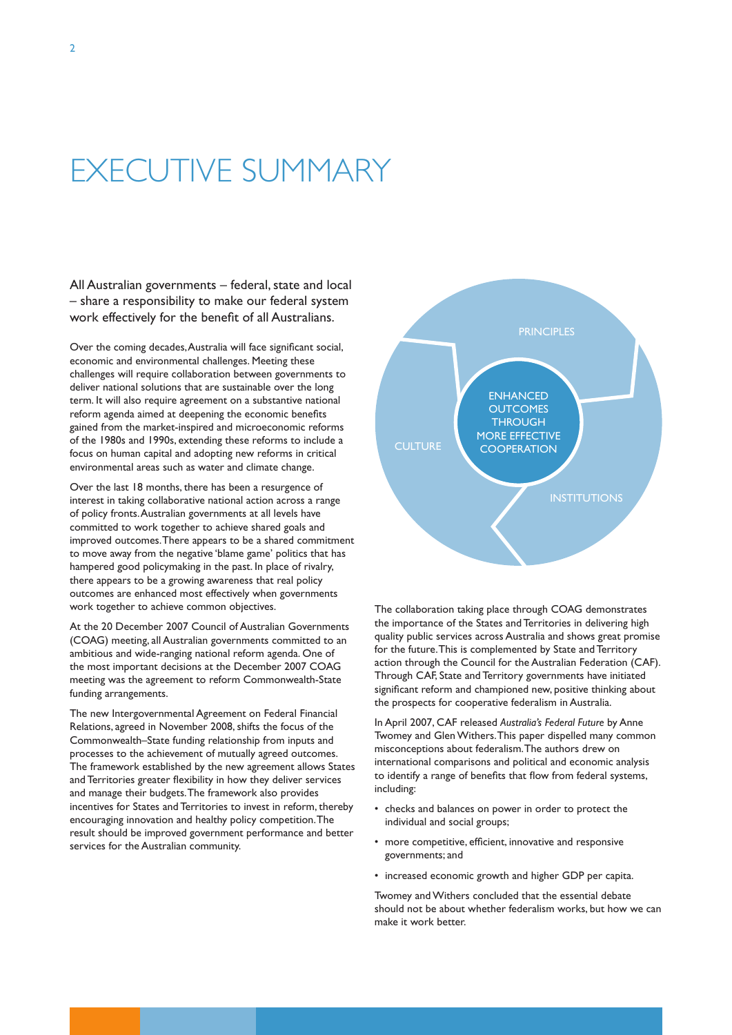# EXECUTIVE SUMMARY

All Australian governments – federal, state and local – share a responsibility to make our federal system work effectively for the benefit of all Australians.

Over the coming decades, Australia will face significant social, economic and environmental challenges. Meeting these challenges will require collaboration between governments to deliver national solutions that are sustainable over the long term. It will also require agreement on a substantive national reform agenda aimed at deepening the economic benefits gained from the market-inspired and microeconomic reforms of the 1980s and 1990s, extending these reforms to include a focus on human capital and adopting new reforms in critical environmental areas such as water and climate change.

Over the last 18 months, there has been a resurgence of interest in taking collaborative national action across a range of policy fronts. Australian governments at all levels have committed to work together to achieve shared goals and improved outcomes. There appears to be a shared commitment to move away from the negative 'blame game' politics that has hampered good policymaking in the past. In place of rivalry, there appears to be a growing awareness that real policy outcomes are enhanced most effectively when governments work together to achieve common objectives.

At the 20 December 2007 Council of Australian Governments (COAG) meeting, all Australian governments committed to an ambitious and wide-ranging national reform agenda. One of the most important decisions at the December 2007 COAG meeting was the agreement to reform Commonwealth-State funding arrangements.

The new Intergovernmental Agreement on Federal Financial Relations, agreed in November 2008, shifts the focus of the Commonwealth–State funding relationship from inputs and processes to the achievement of mutually agreed outcomes. The framework established by the new agreement allows States and Territories greater flexibility in how they deliver services and manage their budgets. The framework also provides incentives for States and Territories to invest in reform, thereby encouraging innovation and healthy policy competition. The result should be improved government performance and better services for the Australian community.

PRINCIPLES

CULTURE

INSTITUTIONS

ENHANCED OUTCOMES THROUGH MORE EFFECTIVE COOPERATION

The collaboration taking place through COAG demonstrates the importance of the States and Territories in delivering high quality public services across Australia and shows great promise for the future. This is complemented by State and Territory action through the Council for the Australian Federation (CAF). Through CAF, State and Territory governments have initiated significant reform and championed new, positive thinking about the prospects for cooperative federalism in Australia.

In April 2007, CAF released *Australia's Federal Future* by Anne Twomey and Glen Withers. This paper dispelled many common misconceptions about federalism. The authors drew on international comparisons and political and economic analysis to identify a range of benefits that flow from federal systems, including:

- checks and balances on power in order to protect the individual and social groups;
- more competitive, efficient, innovative and responsive governments; and
- increased economic growth and higher GDP per capita.

Twomey and Withers concluded that the essential debate should not be about whether federalism works, but how we can make it work better.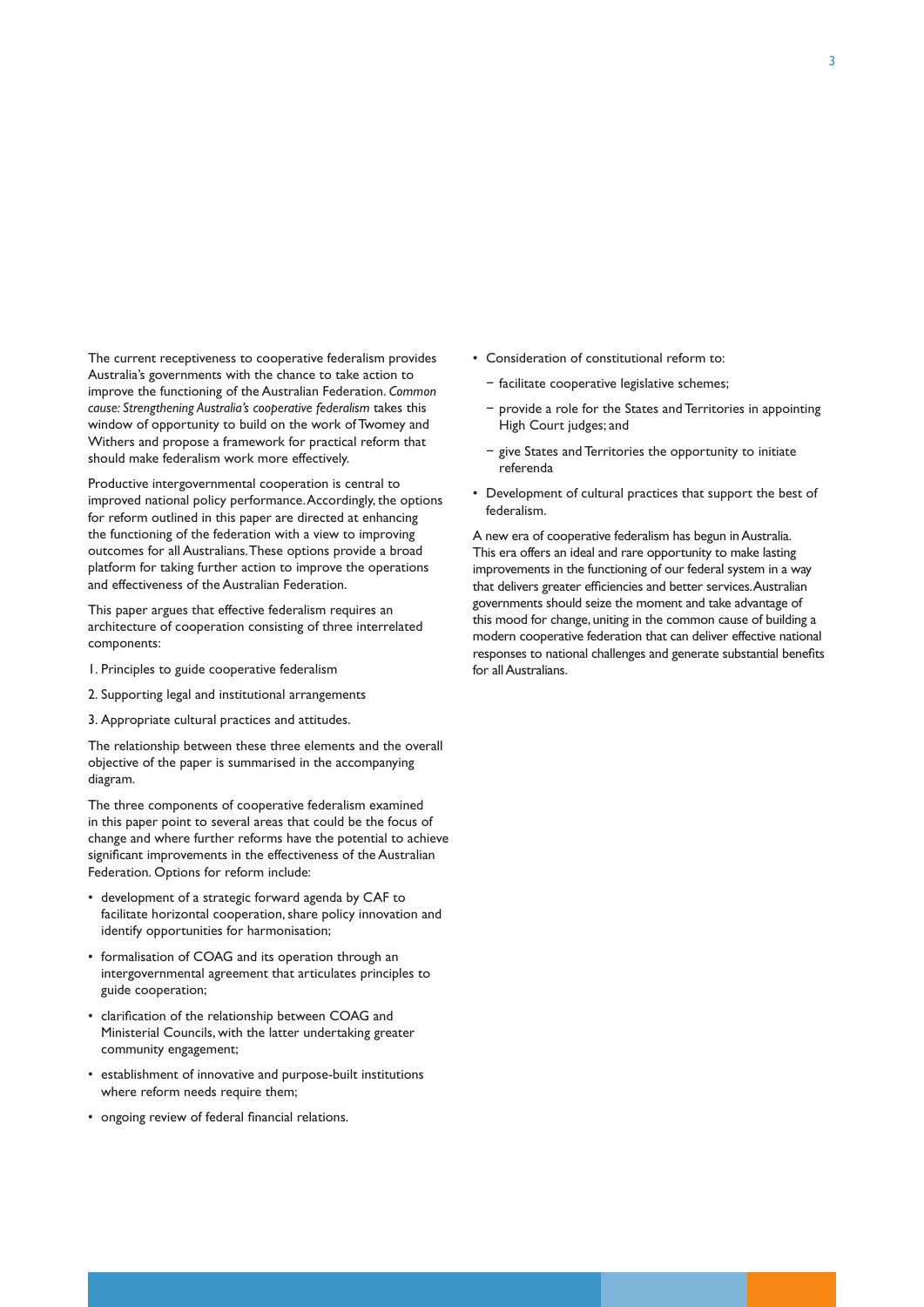The current receptiveness to cooperative federalism provides Australia's governments with the chance to take action to improve the functioning of the Australian Federation. *Common cause: Strengthening Australia's cooperative federalism* takes this window of opportunity to build on the work of Twomey and Withers and propose a framework for practical reform that should make federalism work more effectively.

Productive intergovernmental cooperation is central to improved national policy performance. Accordingly, the options for reform outlined in this paper are directed at enhancing the functioning of the federation with a view to improving outcomes for all Australians. These options provide a broad platform for taking further action to improve the operations and effectiveness of the Australian Federation.

This paper argues that effective federalism requires an architecture of cooperation consisting of three interrelated components:

1. Principles to guide cooperative federalism
2. Supporting legal and institutional arrangements
3. Appropriate cultural practices and attitudes.

The relationship between these three elements and the overall objective of the paper is summarised in the accompanying diagram.

The three components of cooperative federalism examined in this paper point to several areas that could be the focus of change and where further reforms have the potential to achieve significant improvements in the effectiveness of the Australian Federation. Options for reform include:

- development of a strategic forward agenda by CAF to facilitate horizontal cooperation, share policy innovation and identify opportunities for harmonisation;
- formalisation of COAG and its operation through an intergovernmental agreement that articulates principles to guide cooperation;
- clarification of the relationship between COAG and Ministerial Councils, with the latter undertaking greater community engagement;
- establishment of innovative and purpose-built institutions where reform needs require them;
- ongoing review of federal financial relations.
- Consideration of constitutional reform to:
  - facilitate cooperative legislative schemes;
  - provide a role for the States and Territories in appointing High Court judges; and
  - give States and Territories the opportunity to initiate referenda
- Development of cultural practices that support the best of federalism.

A new era of cooperative federalism has begun in Australia. This era offers an ideal and rare opportunity to make lasting improvements in the functioning of our federal system in a way that delivers greater efficiencies and better services. Australian governments should seize the moment and take advantage of this mood for change, uniting in the common cause of building a modern cooperative federation that can deliver effective national responses to national challenges and generate substantial benefits for all Australians.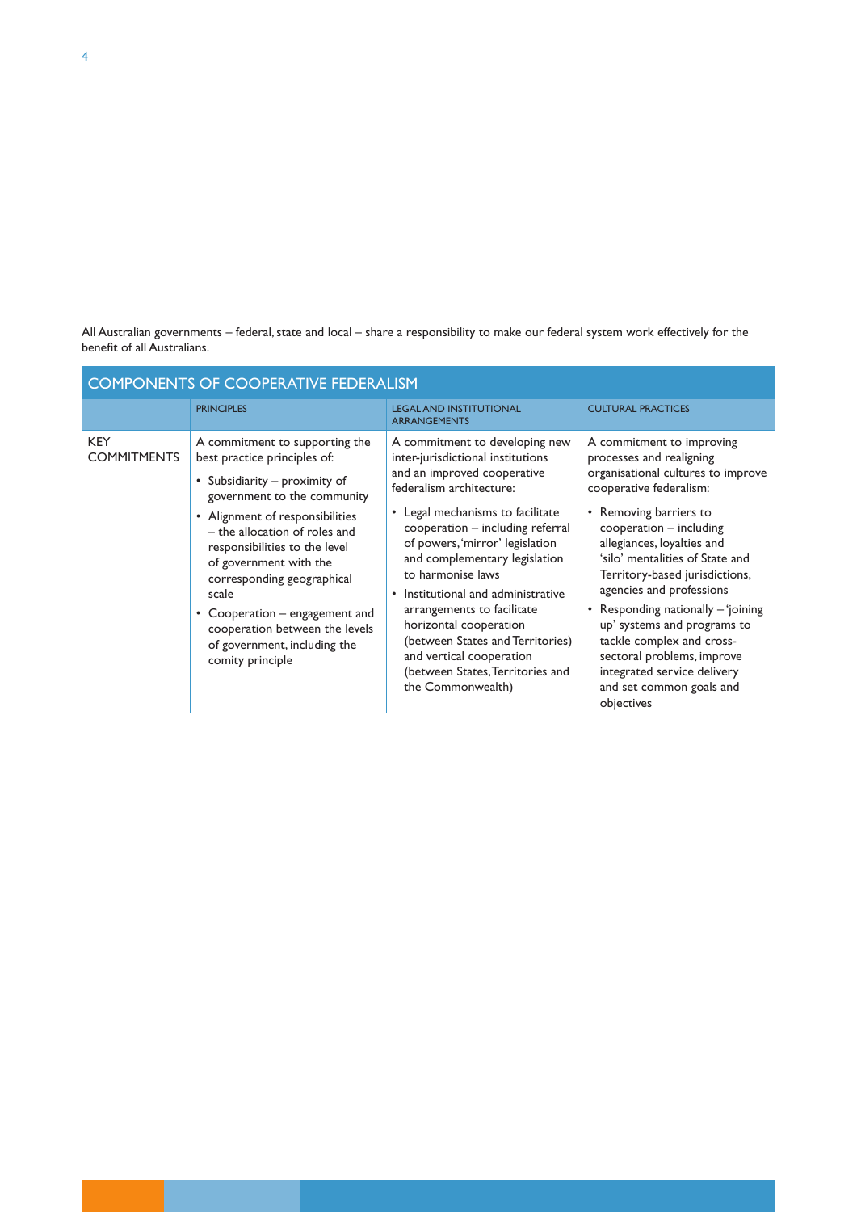All Australian governments – federal, state and local – share a responsibility to make our federal system work effectively for the benefit of all Australians.

| COMPONENTS OF COOPERATIVE FEDERALISM | | | |
|---|---|---|---|
| | PRINCIPLES | LEGAL AND INSTITUTIONAL ARRANGEMENTS | CULTURAL PRACTICES |
| KEY COMMITMENTS | A commitment to supporting the best practice principles of:<br>• Subsidiarity – proximity of government to the community<br>• Alignment of responsibilities – the allocation of roles and responsibilities to the level of government with the corresponding geographical scale<br>• Cooperation – engagement and cooperation between the levels of government, including the comity principle | A commitment to developing new inter-jurisdictional institutions and an improved cooperative federalism architecture:<br>• Legal mechanisms to facilitate cooperation – including referral of powers, 'mirror' legislation and complementary legislation to harmonise laws<br>• Institutional and administrative arrangements to facilitate horizontal cooperation (between States and Territories) and vertical cooperation (between States, Territories and the Commonwealth) | A commitment to improving processes and realigning organisational cultures to improve cooperative federalism:<br>• Removing barriers to cooperation – including allegiances, loyalties and 'silo' mentalities of State and Territory-based jurisdictions, agencies and professions<br>• Responding nationally – 'joining up' systems and programs to tackle complex and cross-sectoral problems, improve integrated service delivery and set common goals and objectives |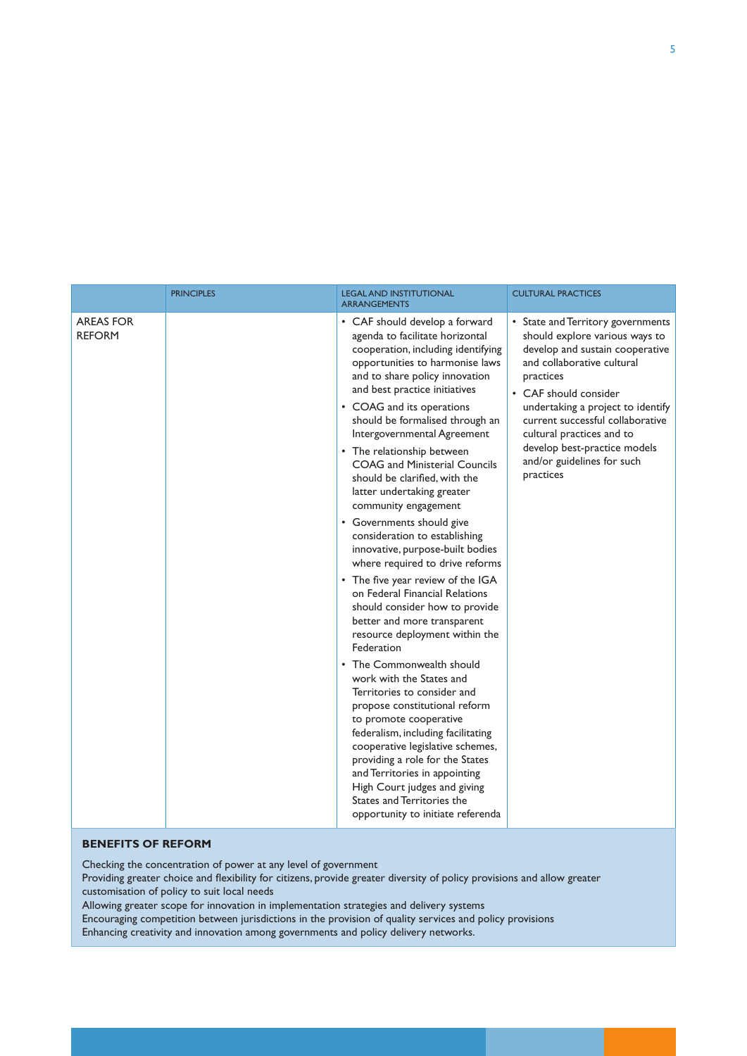| | PRINCIPLES | LEGAL AND INSTITUTIONAL ARRANGEMENTS | CULTURAL PRACTICES |
|---|---|---|---|
| AREAS FOR REFORM | | • CAF should develop a forward agenda to facilitate horizontal cooperation, including identifying opportunities to harmonise laws and to share policy innovation and best practice initiatives<br>• COAG and its operations should be formalised through an Intergovernmental Agreement<br>• The relationship between COAG and Ministerial Councils should be clarified, with the latter undertaking greater community engagement<br>• Governments should give consideration to establishing innovative, purpose-built bodies where required to drive reforms<br>• The five year review of the IGA on Federal Financial Relations should consider how to provide better and more transparent resource deployment within the Federation<br>• The Commonwealth should work with the States and Territories to consider and propose constitutional reform to promote cooperative federalism, including facilitating cooperative legislative schemes, providing a role for the States and Territories in appointing High Court judges and giving States and Territories the opportunity to initiate referenda | • State and Territory governments should explore various ways to develop and sustain cooperative and collaborative cultural practices<br>• CAF should consider undertaking a project to identify current successful collaborative cultural practices and to develop best-practice models and/or guidelines for such practices |

**BENEFITS OF REFORM**

Checking the concentration of power at any level of government
Providing greater choice and flexibility for citizens, provide greater diversity of policy provisions and allow greater customisation of policy to suit local needs
Allowing greater scope for innovation in implementation strategies and delivery systems
Encouraging competition between jurisdictions in the provision of quality services and policy provisions
Enhancing creativity and innovation among governments and policy delivery networks.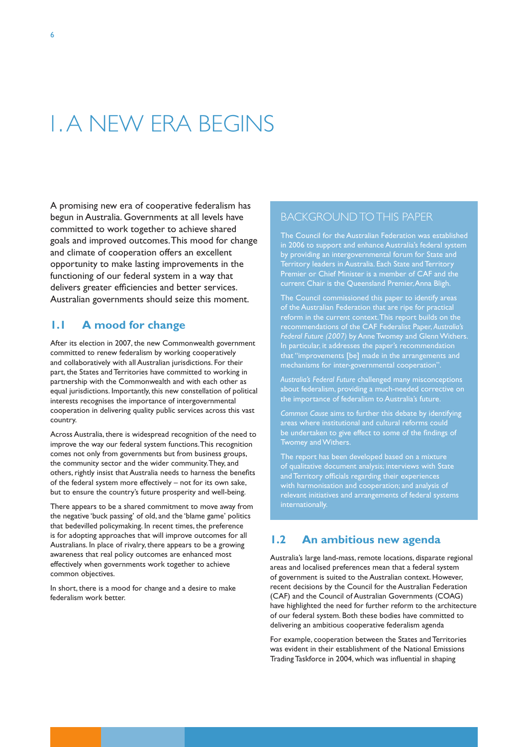# 1. A NEW ERA BEGINS

A promising new era of cooperative federalism has begun in Australia. Governments at all levels have committed to work together to achieve shared goals and improved outcomes. This mood for change and climate of cooperation offers an excellent opportunity to make lasting improvements in the functioning of our federal system in a way that delivers greater efficiencies and better services. Australian governments should seize this moment.

## 1.1 A mood for change

After its election in 2007, the new Commonwealth government committed to renew federalism by working cooperatively and collaboratively with all Australian jurisdictions. For their part, the States and Territories have committed to working in partnership with the Commonwealth and with each other as equal jurisdictions. Importantly, this new constellation of political interests recognises the importance of intergovernmental cooperation in delivering quality public services across this vast country.

Across Australia, there is widespread recognition of the need to improve the way our federal system functions. This recognition comes not only from governments but from business groups, the community sector and the wider community. They, and others, rightly insist that Australia needs to harness the benefits of the federal system more effectively – not for its own sake, but to ensure the country's future prosperity and well-being.

There appears to be a shared commitment to move away from the negative 'buck passing' of old, and the 'blame game' politics that bedevilled policymaking. In recent times, the preference is for adopting approaches that will improve outcomes for all Australians. In place of rivalry, there appears to be a growing awareness that real policy outcomes are enhanced most effectively when governments work together to achieve common objectives.

In short, there is a mood for change and a desire to make federalism work better.

## BACKGROUND TO THIS PAPER

The Council for the Australian Federation was established in 2006 to support and enhance Australia's federal system by providing an intergovernmental forum for State and Territory leaders in Australia. Each State and Territory Premier or Chief Minister is a member of CAF and the current Chair is the Queensland Premier, Anna Bligh.

The Council commissioned this paper to identify areas of the Australian Federation that are ripe for practical reform in the current context. This report builds on the recommendations of the CAF Federalist Paper, *Australia's Federal Future (2007)* by Anne Twomey and Glenn Withers. In particular, it addresses the paper's recommendation that "improvements [be] made in the arrangements and mechanisms for inter-governmental cooperation".

*Australia's Federal Future* challenged many misconceptions about federalism, providing a much-needed corrective on the importance of federalism to Australia's future.

*Common Cause* aims to further this debate by identifying areas where institutional and cultural reforms could be undertaken to give effect to some of the findings of Twomey and Withers.

The report has been developed based on a mixture of qualitative document analysis; interviews with State and Territory officials regarding their experiences with harmonisation and cooperation; and analysis of relevant initiatives and arrangements of federal systems internationally.

## 1.2 An ambitious new agenda

Australia's large land-mass, remote locations, disparate regional areas and localised preferences mean that a federal system of government is suited to the Australian context. However, recent decisions by the Council for the Australian Federation (CAF) and the Council of Australian Governments (COAG) have highlighted the need for further reform to the architecture of our federal system. Both these bodies have committed to delivering an ambitious cooperative federalism agenda

For example, cooperation between the States and Territories was evident in their establishment of the National Emissions Trading Taskforce in 2004, which was influential in shaping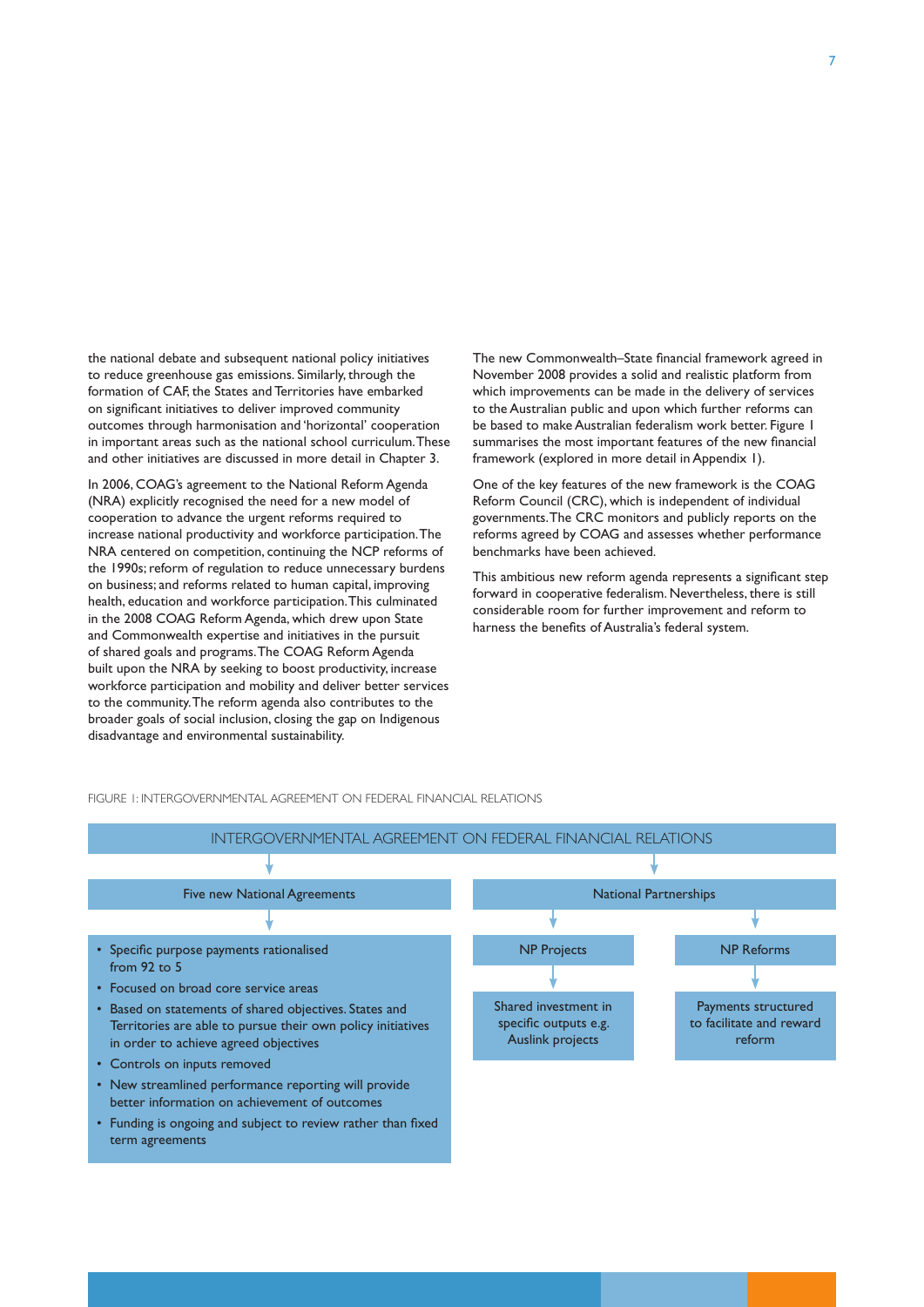the national debate and subsequent national policy initiatives to reduce greenhouse gas emissions. Similarly, through the formation of CAF, the States and Territories have embarked on significant initiatives to deliver improved community outcomes through harmonisation and 'horizontal' cooperation in important areas such as the national school curriculum. These and other initiatives are discussed in more detail in Chapter 3.

In 2006, COAG's agreement to the National Reform Agenda (NRA) explicitly recognised the need for a new model of cooperation to advance the urgent reforms required to increase national productivity and workforce participation. The NRA centered on competition, continuing the NCP reforms of the 1990s; reform of regulation to reduce unnecessary burdens on business; and reforms related to human capital, improving health, education and workforce participation. This culminated in the 2008 COAG Reform Agenda, which drew upon State and Commonwealth expertise and initiatives in the pursuit of shared goals and programs. The COAG Reform Agenda built upon the NRA by seeking to boost productivity, increase workforce participation and mobility and deliver better services to the community. The reform agenda also contributes to the broader goals of social inclusion, closing the gap on Indigenous disadvantage and environmental sustainability.

The new Commonwealth–State financial framework agreed in November 2008 provides a solid and realistic platform from which improvements can be made in the delivery of services to the Australian public and upon which further reforms can be based to make Australian federalism work better. Figure 1 summarises the most important features of the new financial framework (explored in more detail in Appendix 1).

One of the key features of the new framework is the COAG Reform Council (CRC), which is independent of individual governments. The CRC monitors and publicly reports on the reforms agreed by COAG and assesses whether performance benchmarks have been achieved.

This ambitious new reform agenda represents a significant step forward in cooperative federalism. Nevertheless, there is still considerable room for further improvement and reform to harness the benefits of Australia's federal system.

FIGURE 1: INTERGOVERNMENTAL AGREEMENT ON FEDERAL FINANCIAL RELATIONS

**INTERGOVERNMENTAL AGREEMENT ON FEDERAL FINANCIAL RELATIONS**

**Five new National Agreements**

- Specific purpose payments rationalised from 92 to 5
- Focused on broad core service areas
- Based on statements of shared objectives. States and Territories are able to pursue their own policy initiatives in order to achieve agreed objectives
- Controls on inputs removed
- New streamlined performance reporting will provide better information on achievement of outcomes
- Funding is ongoing and subject to review rather than fixed term agreements

**National Partnerships**

- **NP Projects**: Shared investment in specific outputs e.g. Auslink projects
- **NP Reforms**: Payments structured to facilitate and reward reform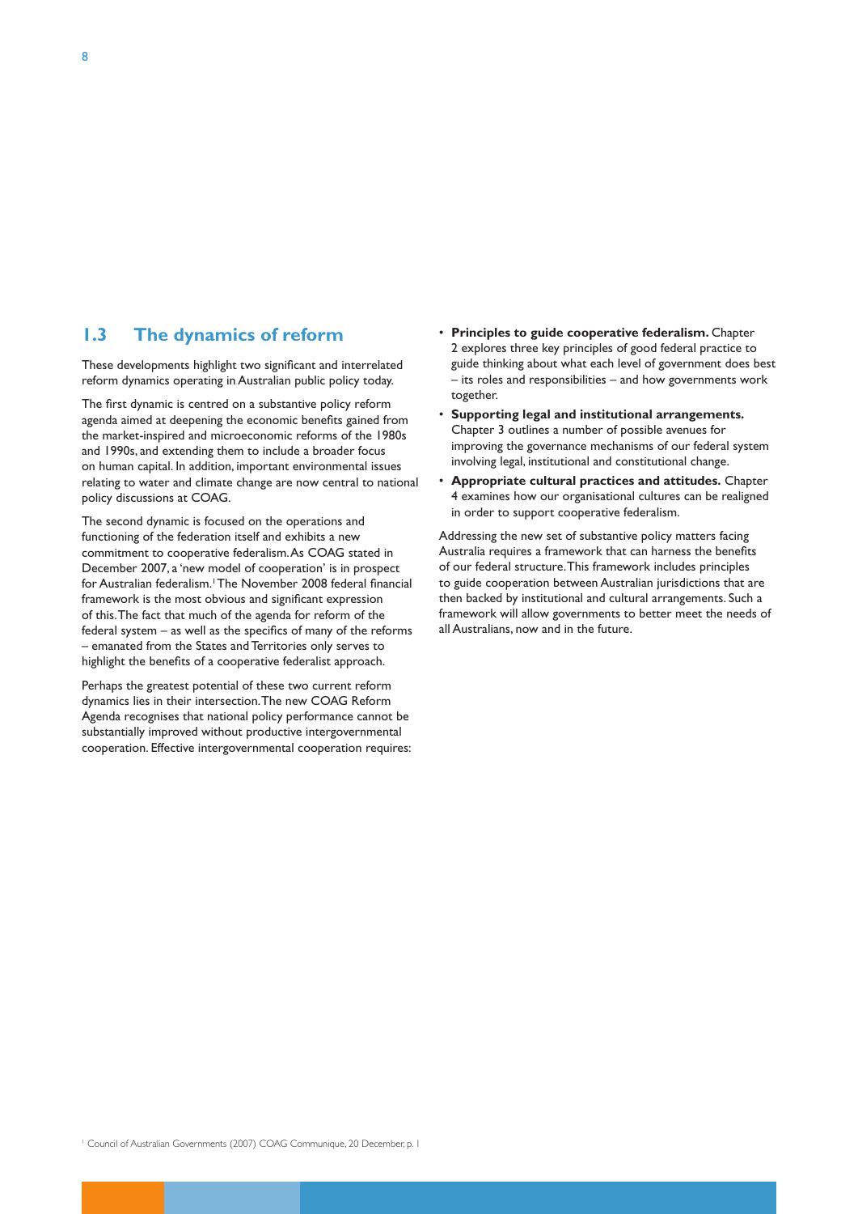## 1.3 The dynamics of reform

These developments highlight two significant and interrelated reform dynamics operating in Australian public policy today.

The first dynamic is centred on a substantive policy reform agenda aimed at deepening the economic benefits gained from the market-inspired and microeconomic reforms of the 1980s and 1990s, and extending them to include a broader focus on human capital. In addition, important environmental issues relating to water and climate change are now central to national policy discussions at COAG.

The second dynamic is focused on the operations and functioning of the federation itself and exhibits a new commitment to cooperative federalism. As COAG stated in December 2007, a 'new model of cooperation' is in prospect for Australian federalism.[1] The November 2008 federal financial framework is the most obvious and significant expression of this. The fact that much of the agenda for reform of the federal system – as well as the specifics of many of the reforms – emanated from the States and Territories only serves to highlight the benefits of a cooperative federalist approach.

Perhaps the greatest potential of these two current reform dynamics lies in their intersection. The new COAG Reform Agenda recognises that national policy performance cannot be substantially improved without productive intergovernmental cooperation. Effective intergovernmental cooperation requires:

- **Principles to guide cooperative federalism.** Chapter 2 explores three key principles of good federal practice to guide thinking about what each level of government does best – its roles and responsibilities – and how governments work together.
- **Supporting legal and institutional arrangements.** Chapter 3 outlines a number of possible avenues for improving the governance mechanisms of our federal system involving legal, institutional and constitutional change.
- **Appropriate cultural practices and attitudes.** Chapter 4 examines how our organisational cultures can be realigned in order to support cooperative federalism.

Addressing the new set of substantive policy matters facing Australia requires a framework that can harness the benefits of our federal structure. This framework includes principles to guide cooperation between Australian jurisdictions that are then backed by institutional and cultural arrangements. Such a framework will allow governments to better meet the needs of all Australians, now and in the future.

[1] Council of Australian Governments (2007) COAG Communique, 20 December, p. 1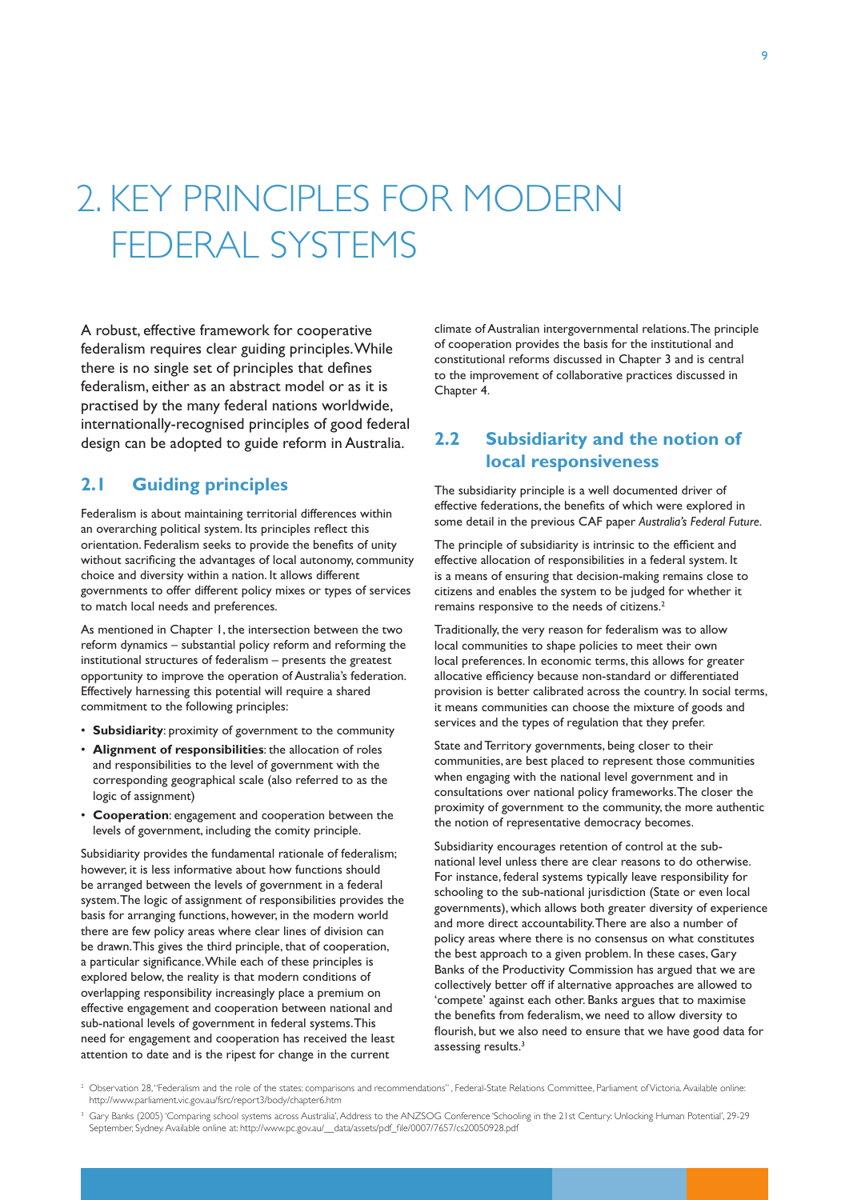# 2. KEY PRINCIPLES FOR MODERN FEDERAL SYSTEMS

A robust, effective framework for cooperative federalism requires clear guiding principles. While there is no single set of principles that defines federalism, either as an abstract model or as it is practised by the many federal nations worldwide, internationally-recognised principles of good federal design can be adopted to guide reform in Australia.

## 2.1 Guiding principles

Federalism is about maintaining territorial differences within an overarching political system. Its principles reflect this orientation. Federalism seeks to provide the benefits of unity without sacrificing the advantages of local autonomy, community choice and diversity within a nation. It allows different governments to offer different policy mixes or types of services to match local needs and preferences.

As mentioned in Chapter 1, the intersection between the two reform dynamics – substantial policy reform and reforming the institutional structures of federalism – presents the greatest opportunity to improve the operation of Australia's federation. Effectively harnessing this potential will require a shared commitment to the following principles:

- **Subsidiarity**: proximity of government to the community
- **Alignment of responsibilities**: the allocation of roles and responsibilities to the level of government with the corresponding geographical scale (also referred to as the logic of assignment)
- **Cooperation**: engagement and cooperation between the levels of government, including the comity principle.

Subsidiarity provides the fundamental rationale of federalism; however, it is less informative about how functions should be arranged between the levels of government in a federal system. The logic of assignment of responsibilities provides the basis for arranging functions, however, in the modern world there are few policy areas where clear lines of division can be drawn. This gives the third principle, that of cooperation, a particular significance. While each of these principles is explored below, the reality is that modern conditions of overlapping responsibility increasingly place a premium on effective engagement and cooperation between national and sub-national levels of government in federal systems. This need for engagement and cooperation has received the least attention to date and is the ripest for change in the current climate of Australian intergovernmental relations. The principle of cooperation provides the basis for the institutional and constitutional reforms discussed in Chapter 3 and is central to the improvement of collaborative practices discussed in Chapter 4.

## 2.2 Subsidiarity and the notion of local responsiveness

The subsidiarity principle is a well documented driver of effective federations, the benefits of which were explored in some detail in the previous CAF paper *Australia's Federal Future*.

The principle of subsidiarity is intrinsic to the efficient and effective allocation of responsibilities in a federal system. It is a means of ensuring that decision-making remains close to citizens and enables the system to be judged for whether it remains responsive to the needs of citizens.[2]

Traditionally, the very reason for federalism was to allow local communities to shape policies to meet their own local preferences. In economic terms, this allows for greater allocative efficiency because non-standard or differentiated provision is better calibrated across the country. In social terms, it means communities can choose the mixture of goods and services and the types of regulation that they prefer.

State and Territory governments, being closer to their communities, are best placed to represent those communities when engaging with the national level government and in consultations over national policy frameworks. The closer the proximity of government to the community, the more authentic the notion of representative democracy becomes.

Subsidiarity encourages retention of control at the sub-national level unless there are clear reasons to do otherwise. For instance, federal systems typically leave responsibility for schooling to the sub-national jurisdiction (State or even local governments), which allows both greater diversity of experience and more direct accountability. There are also a number of policy areas where there is no consensus on what constitutes the best approach to a given problem. In these cases, Gary Banks of the Productivity Commission has argued that we are collectively better off if alternative approaches are allowed to 'compete' against each other. Banks argues that to maximise the benefits from federalism, we need to allow diversity to flourish, but we also need to ensure that we have good data for assessing results.[3]

[2] Observation 28, "Federalism and the role of the states: comparisons and recommendations", Federal-State Relations Committee, Parliament of Victoria. Available online: http://www.parliament.vic.gov.au/fsrc/report3/body/chapter6.htm

[3] Gary Banks (2005) 'Comparing school systems across Australia', Address to the ANZSOG Conference 'Schooling in the 21st Century: Unlocking Human Potential', 29-29 September, Sydney. Available online at: http://www.pc.gov.au/__data/assets/pdf_file/0007/7657/cs20050928.pdf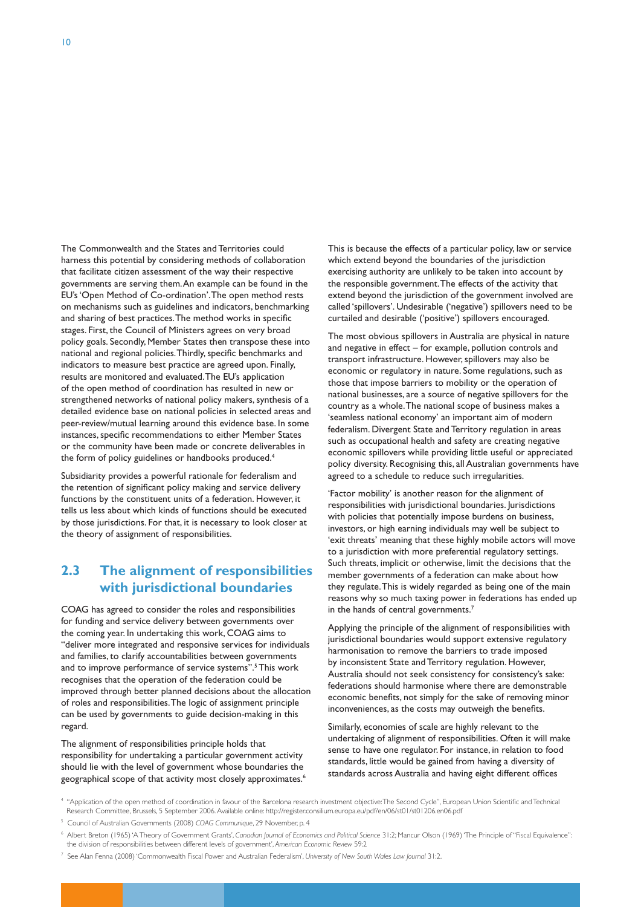The Commonwealth and the States and Territories could harness this potential by considering methods of collaboration that facilitate citizen assessment of the way their respective governments are serving them. An example can be found in the EU's 'Open Method of Co-ordination'. The open method rests on mechanisms such as guidelines and indicators, benchmarking and sharing of best practices. The method works in specific stages. First, the Council of Ministers agrees on very broad policy goals. Secondly, Member States then transpose these into national and regional policies. Thirdly, specific benchmarks and indicators to measure best practice are agreed upon. Finally, results are monitored and evaluated. The EU's application of the open method of coordination has resulted in new or strengthened networks of national policy makers, synthesis of a detailed evidence base on national policies in selected areas and peer-review/mutual learning around this evidence base. In some instances, specific recommendations to either Member States or the community have been made or concrete deliverables in the form of policy guidelines or handbooks produced.[4]

Subsidiarity provides a powerful rationale for federalism and the retention of significant policy making and service delivery functions by the constituent units of a federation. However, it tells us less about which kinds of functions should be executed by those jurisdictions. For that, it is necessary to look closer at the theory of assignment of responsibilities.

## 2.3 The alignment of responsibilities with jurisdictional boundaries

COAG has agreed to consider the roles and responsibilities for funding and service delivery between governments over the coming year. In undertaking this work, COAG aims to "deliver more integrated and responsive services for individuals and families, to clarify accountabilities between governments and to improve performance of service systems".[5] This work recognises that the operation of the federation could be improved through better planned decisions about the allocation of roles and responsibilities. The logic of assignment principle can be used by governments to guide decision-making in this regard.

The alignment of responsibilities principle holds that responsibility for undertaking a particular government activity should lie with the level of government whose boundaries the geographical scope of that activity most closely approximates.[6] This is because the effects of a particular policy, law or service which extend beyond the boundaries of the jurisdiction exercising authority are unlikely to be taken into account by the responsible government. The effects of the activity that extend beyond the jurisdiction of the government involved are called 'spillovers'. Undesirable ('negative') spillovers need to be curtailed and desirable ('positive') spillovers encouraged.

The most obvious spillovers in Australia are physical in nature and negative in effect – for example, pollution controls and transport infrastructure. However, spillovers may also be economic or regulatory in nature. Some regulations, such as those that impose barriers to mobility or the operation of national businesses, are a source of negative spillovers for the country as a whole. The national scope of business makes a 'seamless national economy' an important aim of modern federalism. Divergent State and Territory regulation in areas such as occupational health and safety are creating negative economic spillovers while providing little useful or appreciated policy diversity. Recognising this, all Australian governments have agreed to a schedule to reduce such irregularities.

'Factor mobility' is another reason for the alignment of responsibilities with jurisdictional boundaries. Jurisdictions with policies that potentially impose burdens on business, investors, or high earning individuals may well be subject to 'exit threats' meaning that these highly mobile actors will move to a jurisdiction with more preferential regulatory settings. Such threats, implicit or otherwise, limit the decisions that the member governments of a federation can make about how they regulate. This is widely regarded as being one of the main reasons why so much taxing power in federations has ended up in the hands of central governments.[7]

Applying the principle of the alignment of responsibilities with jurisdictional boundaries would support extensive regulatory harmonisation to remove the barriers to trade imposed by inconsistent State and Territory regulation. However, Australia should not seek consistency for consistency's sake: federations should harmonise where there are demonstrable economic benefits, not simply for the sake of removing minor inconveniences, as the costs may outweigh the benefits.

Similarly, economies of scale are highly relevant to the undertaking of alignment of responsibilities. Often it will make sense to have one regulator. For instance, in relation to food standards, little would be gained from having a diversity of standards across Australia and having eight different offices

[4] "Application of the open method of coordination in favour of the Barcelona research investment objective: The Second Cycle", European Union Scientific and Technical Research Committee, Brussels, 5 September 2006. Available online: http://register.consilium.europa.eu/pdf/en/06/st01/st01206.en06.pdf

[5] Council of Australian Governments (2008) *COAG Communique*, 29 November, p. 4

[6] Albert Breton (1965) 'A Theory of Government Grants', *Canadian Journal of Economics and Political Science* 31:2; Mancur Olson (1969) 'The Principle of "Fiscal Equivalence": the division of responsibilities between different levels of government', *American Economic Review* 59:2

[7] See Alan Fenna (2008) 'Commonwealth Fiscal Power and Australian Federalism', *University of New South Wales Law Journal* 31:2.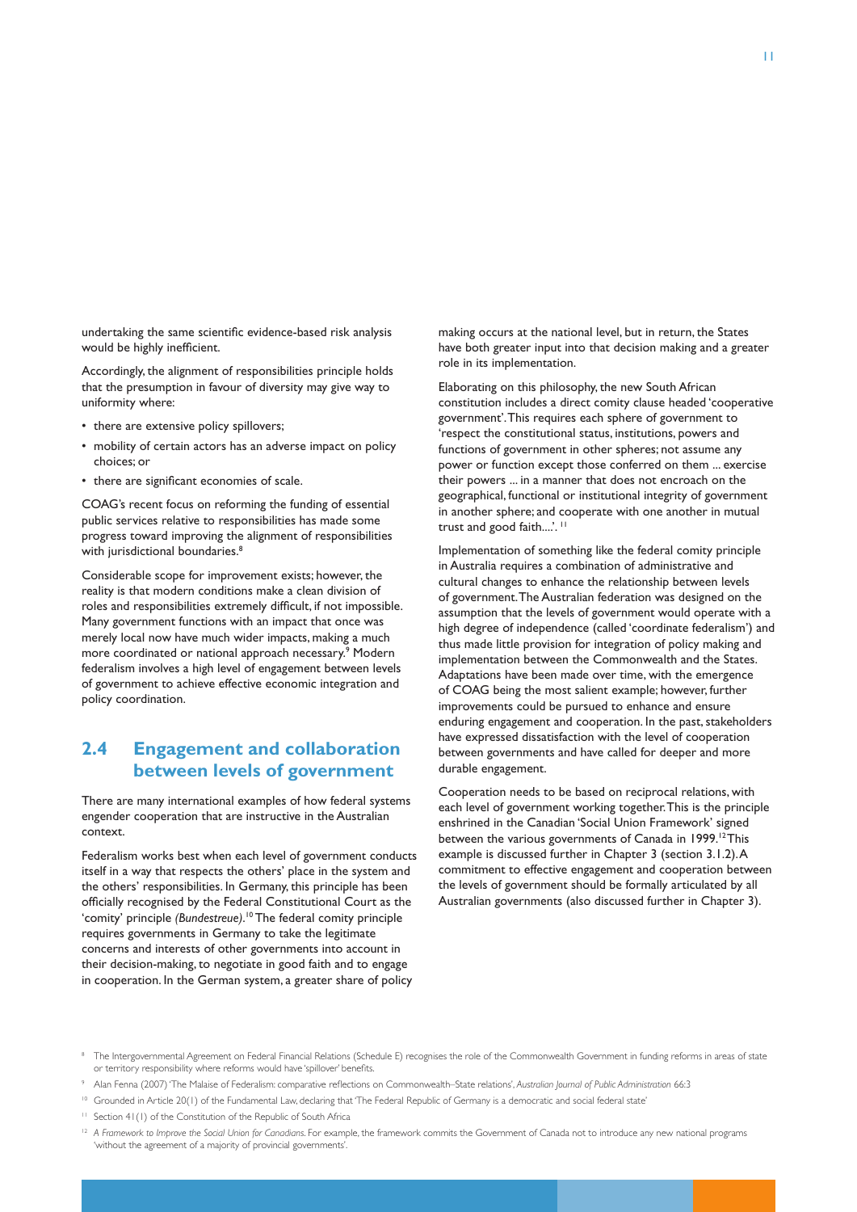undertaking the same scientific evidence-based risk analysis would be highly inefficient.

Accordingly, the alignment of responsibilities principle holds that the presumption in favour of diversity may give way to uniformity where:

- there are extensive policy spillovers;
- mobility of certain actors has an adverse impact on policy choices; or
- there are significant economies of scale.

COAG's recent focus on reforming the funding of essential public services relative to responsibilities has made some progress toward improving the alignment of responsibilities with jurisdictional boundaries.[8]

Considerable scope for improvement exists; however, the reality is that modern conditions make a clean division of roles and responsibilities extremely difficult, if not impossible. Many government functions with an impact that once was merely local now have much wider impacts, making a much more coordinated or national approach necessary.[9] Modern federalism involves a high level of engagement between levels of government to achieve effective economic integration and policy coordination.

## 2.4 Engagement and collaboration between levels of government

There are many international examples of how federal systems engender cooperation that are instructive in the Australian context.

Federalism works best when each level of government conducts itself in a way that respects the others' place in the system and the others' responsibilities. In Germany, this principle has been officially recognised by the Federal Constitutional Court as the 'comity' principle *(Bundestreue)*.[10] The federal comity principle requires governments in Germany to take the legitimate concerns and interests of other governments into account in their decision-making, to negotiate in good faith and to engage in cooperation. In the German system, a greater share of policy making occurs at the national level, but in return, the States have both greater input into that decision making and a greater role in its implementation.

Elaborating on this philosophy, the new South African constitution includes a direct comity clause headed 'cooperative government'. This requires each sphere of government to 'respect the constitutional status, institutions, powers and functions of government in other spheres; not assume any power or function except those conferred on them ... exercise their powers ... in a manner that does not encroach on the geographical, functional or institutional integrity of government in another sphere; and cooperate with one another in mutual trust and good faith....'.[11]

Implementation of something like the federal comity principle in Australia requires a combination of administrative and cultural changes to enhance the relationship between levels of government. The Australian federation was designed on the assumption that the levels of government would operate with a high degree of independence (called 'coordinate federalism') and thus made little provision for integration of policy making and implementation between the Commonwealth and the States. Adaptations have been made over time, with the emergence of COAG being the most salient example; however, further improvements could be pursued to enhance and ensure enduring engagement and cooperation. In the past, stakeholders have expressed dissatisfaction with the level of cooperation between governments and have called for deeper and more durable engagement.

Cooperation needs to be based on reciprocal relations, with each level of government working together. This is the principle enshrined in the Canadian 'Social Union Framework' signed between the various governments of Canada in 1999.[12] This example is discussed further in Chapter 3 (section 3.1.2). A commitment to effective engagement and cooperation between the levels of government should be formally articulated by all Australian governments (also discussed further in Chapter 3).

---

[8] The Intergovernmental Agreement on Federal Financial Relations (Schedule E) recognises the role of the Commonwealth Government in funding reforms in areas of state or territory responsibility where reforms would have 'spillover' benefits.

[9] Alan Fenna (2007) 'The Malaise of Federalism: comparative reflections on Commonwealth–State relations', *Australian Journal of Public Administration* 66:3

[10] Grounded in Article 20(1) of the Fundamental Law, declaring that 'The Federal Republic of Germany is a democratic and social federal state'

[11] Section 41(1) of the Constitution of the Republic of South Africa

[12] *A Framework to Improve the Social Union for Canadians*. For example, the framework commits the Government of Canada not to introduce any new national programs 'without the agreement of a majority of provincial governments'.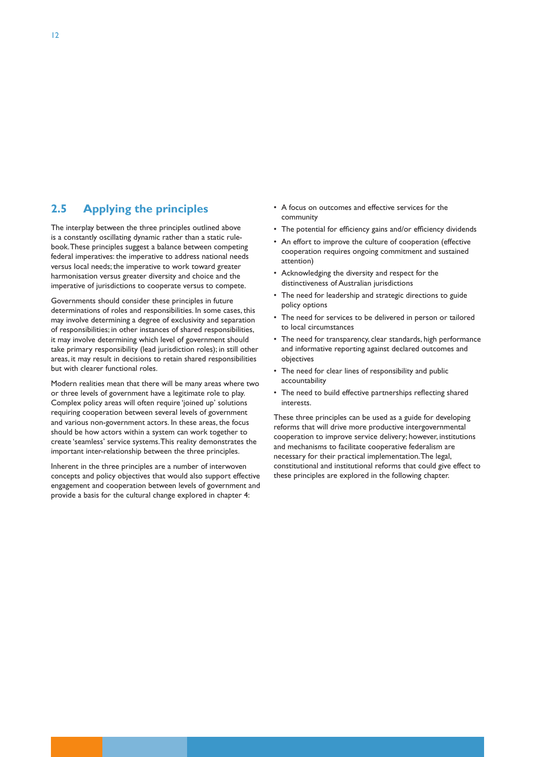## 2.5 Applying the principles

The interplay between the three principles outlined above is a constantly oscillating dynamic rather than a static rule-book. These principles suggest a balance between competing federal imperatives: the imperative to address national needs versus local needs; the imperative to work toward greater harmonisation versus greater diversity and choice and the imperative of jurisdictions to cooperate versus to compete.

Governments should consider these principles in future determinations of roles and responsibilities. In some cases, this may involve determining a degree of exclusivity and separation of responsibilities; in other instances of shared responsibilities, it may involve determining which level of government should take primary responsibility (lead jurisdiction roles); in still other areas, it may result in decisions to retain shared responsibilities but with clearer functional roles.

Modern realities mean that there will be many areas where two or three levels of government have a legitimate role to play. Complex policy areas will often require 'joined up' solutions requiring cooperation between several levels of government and various non-government actors. In these areas, the focus should be how actors within a system can work together to create 'seamless' service systems. This reality demonstrates the important inter-relationship between the three principles.

Inherent in the three principles are a number of interwoven concepts and policy objectives that would also support effective engagement and cooperation between levels of government and provide a basis for the cultural change explored in chapter 4:

- A focus on outcomes and effective services for the community
- The potential for efficiency gains and/or efficiency dividends
- An effort to improve the culture of cooperation (effective cooperation requires ongoing commitment and sustained attention)
- Acknowledging the diversity and respect for the distinctiveness of Australian jurisdictions
- The need for leadership and strategic directions to guide policy options
- The need for services to be delivered in person or tailored to local circumstances
- The need for transparency, clear standards, high performance and informative reporting against declared outcomes and objectives
- The need for clear lines of responsibility and public accountability
- The need to build effective partnerships reflecting shared interests.

These three principles can be used as a guide for developing reforms that will drive more productive intergovernmental cooperation to improve service delivery; however, institutions and mechanisms to facilitate cooperative federalism are necessary for their practical implementation. The legal, constitutional and institutional reforms that could give effect to these principles are explored in the following chapter.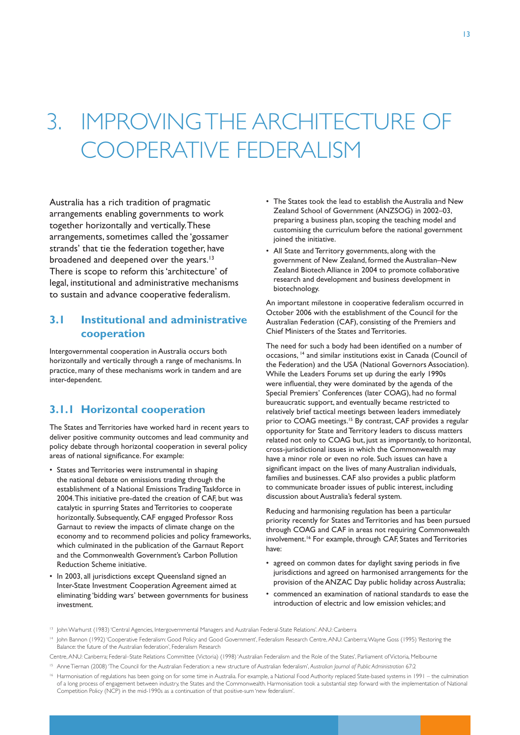# 3. IMPROVING THE ARCHITECTURE OF COOPERATIVE FEDERALISM

Australia has a rich tradition of pragmatic arrangements enabling governments to work together horizontally and vertically. These arrangements, sometimes called the 'gossamer strands' that tie the federation together, have broadened and deepened over the years.[13] There is scope to reform this 'architecture' of legal, institutional and administrative mechanisms to sustain and advance cooperative federalism.

## 3.1 Institutional and administrative cooperation

Intergovernmental cooperation in Australia occurs both horizontally and vertically through a range of mechanisms. In practice, many of these mechanisms work in tandem and are inter-dependent.

### 3.1.1 Horizontal cooperation

The States and Territories have worked hard in recent years to deliver positive community outcomes and lead community and policy debate through horizontal cooperation in several policy areas of national significance. For example:

- States and Territories were instrumental in shaping the national debate on emissions trading through the establishment of a National Emissions Trading Taskforce in 2004. This initiative pre-dated the creation of CAF, but was catalytic in spurring States and Territories to cooperate horizontally. Subsequently, CAF engaged Professor Ross Garnaut to review the impacts of climate change on the economy and to recommend policies and policy frameworks, which culminated in the publication of the Garnaut Report and the Commonwealth Government's Carbon Pollution Reduction Scheme initiative.
- In 2003, all jurisdictions except Queensland signed an Inter-State Investment Cooperation Agreement aimed at eliminating 'bidding wars' between governments for business investment.
- The States took the lead to establish the Australia and New Zealand School of Government (ANZSOG) in 2002–03, preparing a business plan, scoping the teaching model and customising the curriculum before the national government joined the initiative.
- All State and Territory governments, along with the government of New Zealand, formed the Australian–New Zealand Biotech Alliance in 2004 to promote collaborative research and development and business development in biotechnology.

An important milestone in cooperative federalism occurred in October 2006 with the establishment of the Council for the Australian Federation (CAF), consisting of the Premiers and Chief Ministers of the States and Territories.

The need for such a body had been identified on a number of occasions, [14] and similar institutions exist in Canada (Council of the Federation) and the USA (National Governors Association). While the Leaders Forums set up during the early 1990s were influential, they were dominated by the agenda of the Special Premiers' Conferences (later COAG), had no formal bureaucratic support, and eventually became restricted to relatively brief tactical meetings between leaders immediately prior to COAG meetings.[15] By contrast, CAF provides a regular opportunity for State and Territory leaders to discuss matters related not only to COAG but, just as importantly, to horizontal, cross-jurisdictional issues in which the Commonwealth may have a minor role or even no role. Such issues can have a significant impact on the lives of many Australian individuals, families and businesses. CAF also provides a public platform to communicate broader issues of public interest, including discussion about Australia's federal system.

Reducing and harmonising regulation has been a particular priority recently for States and Territories and has been pursued through COAG and CAF in areas not requiring Commonwealth involvement.[16] For example, through CAF, States and Territories have:

- agreed on common dates for daylight saving periods in five jurisdictions and agreed on harmonised arrangements for the provision of the ANZAC Day public holiday across Australia;
- commenced an examination of national standards to ease the introduction of electric and low emission vehicles; and

---

[13] John Warhurst (1983) 'Central Agencies, Intergovernmental Managers and Australian Federal-State Relations'. ANU: Canberra

[14] John Bannon (1992) 'Cooperative Federalism: Good Policy and Good Government', Federalism Research Centre, ANU: Canberra; Wayne Goss (1995) 'Restoring the Balance: the future of the Australian federation', Federalism Research Centre, ANU: Canberra; Federal–State Relations Committee (Victoria) (1998) 'Australian Federalism and the Role of the States', Parliament of Victoria, Melbourne

[15] Anne Tiernan (2008) 'The Council for the Australian Federation: a new structure of Australian federalism', *Australian Journal of Public Administration* 67:2

[16] Harmonisation of regulations has been going on for some time in Australia. For example, a National Food Authority replaced State-based systems in 1991 – the culmination of a long process of engagement between industry, the States and the Commonwealth. Harmonisation took a substantial step forward with the implementation of National Competition Policy (NCP) in the mid-1990s as a continuation of that positive-sum 'new federalism'.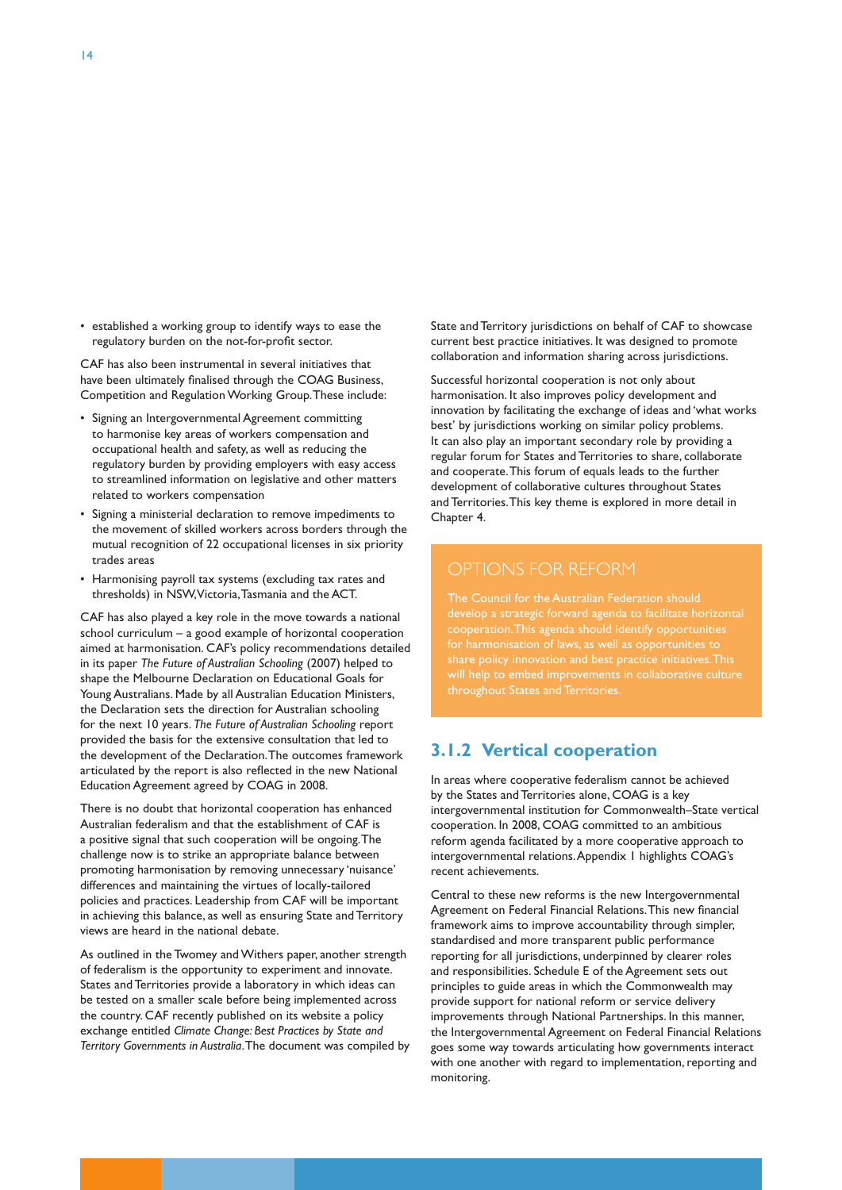- established a working group to identify ways to ease the regulatory burden on the not-for-profit sector.

CAF has also been instrumental in several initiatives that have been ultimately finalised through the COAG Business, Competition and Regulation Working Group. These include:

- Signing an Intergovernmental Agreement committing to harmonise key areas of workers compensation and occupational health and safety, as well as reducing the regulatory burden by providing employers with easy access to streamlined information on legislative and other matters related to workers compensation
- Signing a ministerial declaration to remove impediments to the movement of skilled workers across borders through the mutual recognition of 22 occupational licenses in six priority trades areas
- Harmonising payroll tax systems (excluding tax rates and thresholds) in NSW, Victoria, Tasmania and the ACT.

CAF has also played a key role in the move towards a national school curriculum – a good example of horizontal cooperation aimed at harmonisation. CAF's policy recommendations detailed in its paper *The Future of Australian Schooling* (2007) helped to shape the Melbourne Declaration on Educational Goals for Young Australians. Made by all Australian Education Ministers, the Declaration sets the direction for Australian schooling for the next 10 years. *The Future of Australian Schooling* report provided the basis for the extensive consultation that led to the development of the Declaration. The outcomes framework articulated by the report is also reflected in the new National Education Agreement agreed by COAG in 2008.

There is no doubt that horizontal cooperation has enhanced Australian federalism and that the establishment of CAF is a positive signal that such cooperation will be ongoing. The challenge now is to strike an appropriate balance between promoting harmonisation by removing unnecessary 'nuisance' differences and maintaining the virtues of locally-tailored policies and practices. Leadership from CAF will be important in achieving this balance, as well as ensuring State and Territory views are heard in the national debate.

As outlined in the Twomey and Withers paper, another strength of federalism is the opportunity to experiment and innovate. States and Territories provide a laboratory in which ideas can be tested on a smaller scale before being implemented across the country. CAF recently published on its website a policy exchange entitled *Climate Change: Best Practices by State and Territory Governments in Australia*. The document was compiled by State and Territory jurisdictions on behalf of CAF to showcase current best practice initiatives. It was designed to promote collaboration and information sharing across jurisdictions.

Successful horizontal cooperation is not only about harmonisation. It also improves policy development and innovation by facilitating the exchange of ideas and 'what works best' by jurisdictions working on similar policy problems. It can also play an important secondary role by providing a regular forum for States and Territories to share, collaborate and cooperate. This forum of equals leads to the further development of collaborative cultures throughout States and Territories. This key theme is explored in more detail in Chapter 4.

> **OPTIONS FOR REFORM**
>
> The Council for the Australian Federation should develop a strategic forward agenda to facilitate horizontal cooperation. This agenda should identify opportunities for harmonisation of laws, as well as opportunities to share policy innovation and best practice initiatives. This will help to embed improvements in collaborative culture throughout States and Territories.

### 3.1.2 Vertical cooperation

In areas where cooperative federalism cannot be achieved by the States and Territories alone, COAG is a key intergovernmental institution for Commonwealth–State vertical cooperation. In 2008, COAG committed to an ambitious reform agenda facilitated by a more cooperative approach to intergovernmental relations. Appendix 1 highlights COAG's recent achievements.

Central to these new reforms is the new Intergovernmental Agreement on Federal Financial Relations. This new financial framework aims to improve accountability through simpler, standardised and more transparent public performance reporting for all jurisdictions, underpinned by clearer roles and responsibilities. Schedule E of the Agreement sets out principles to guide areas in which the Commonwealth may provide support for national reform or service delivery improvements through National Partnerships. In this manner, the Intergovernmental Agreement on Federal Financial Relations goes some way towards articulating how governments interact with one another with regard to implementation, reporting and monitoring.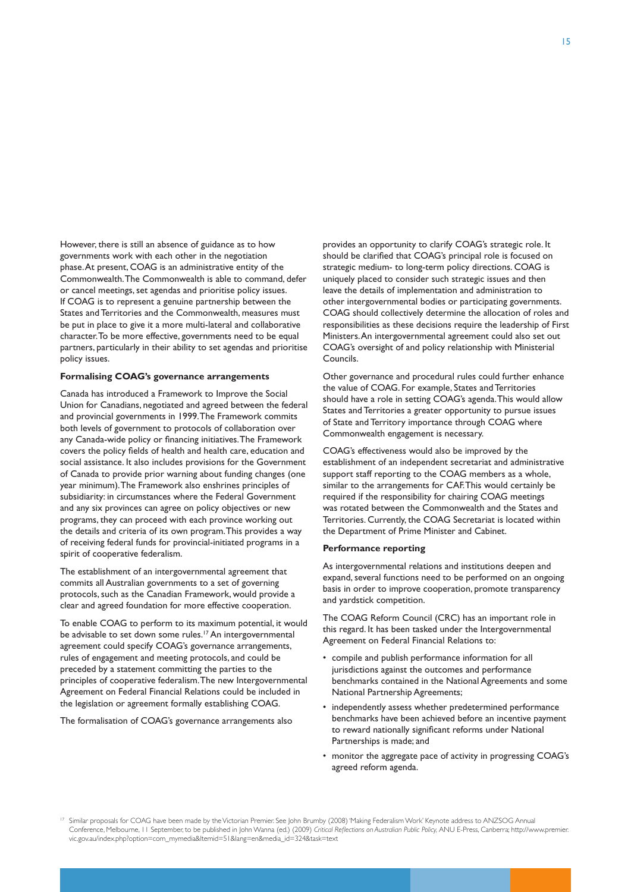However, there is still an absence of guidance as to how governments work with each other in the negotiation phase. At present, COAG is an administrative entity of the Commonwealth. The Commonwealth is able to command, defer or cancel meetings, set agendas and prioritise policy issues. If COAG is to represent a genuine partnership between the States and Territories and the Commonwealth, measures must be put in place to give it a more multi-lateral and collaborative character. To be more effective, governments need to be equal partners, particularly in their ability to set agendas and prioritise policy issues.

**Formalising COAG's governance arrangements**

Canada has introduced a Framework to Improve the Social Union for Canadians, negotiated and agreed between the federal and provincial governments in 1999. The Framework commits both levels of government to protocols of collaboration over any Canada-wide policy or financing initiatives. The Framework covers the policy fields of health and health care, education and social assistance. It also includes provisions for the Government of Canada to provide prior warning about funding changes (one year minimum). The Framework also enshrines principles of subsidiarity: in circumstances where the Federal Government and any six provinces can agree on policy objectives or new programs, they can proceed with each province working out the details and criteria of its own program. This provides a way of receiving federal funds for provincial-initiated programs in a spirit of cooperative federalism.

The establishment of an intergovernmental agreement that commits all Australian governments to a set of governing protocols, such as the Canadian Framework, would provide a clear and agreed foundation for more effective cooperation.

To enable COAG to perform to its maximum potential, it would be advisable to set down some rules.[17] An intergovernmental agreement could specify COAG's governance arrangements, rules of engagement and meeting protocols, and could be preceded by a statement committing the parties to the principles of cooperative federalism. The new Intergovernmental Agreement on Federal Financial Relations could be included in the legislation or agreement formally establishing COAG.

The formalisation of COAG's governance arrangements also provides an opportunity to clarify COAG's strategic role. It should be clarified that COAG's principal role is focused on strategic medium- to long-term policy directions. COAG is uniquely placed to consider such strategic issues and then leave the details of implementation and administration to other intergovernmental bodies or participating governments. COAG should collectively determine the allocation of roles and responsibilities as these decisions require the leadership of First Ministers. An intergovernmental agreement could also set out COAG's oversight of and policy relationship with Ministerial Councils.

Other governance and procedural rules could further enhance the value of COAG. For example, States and Territories should have a role in setting COAG's agenda. This would allow States and Territories a greater opportunity to pursue issues of State and Territory importance through COAG where Commonwealth engagement is necessary.

COAG's effectiveness would also be improved by the establishment of an independent secretariat and administrative support staff reporting to the COAG members as a whole, similar to the arrangements for CAF. This would certainly be required if the responsibility for chairing COAG meetings was rotated between the Commonwealth and the States and Territories. Currently, the COAG Secretariat is located within the Department of Prime Minister and Cabinet.

**Performance reporting**

As intergovernmental relations and institutions deepen and expand, several functions need to be performed on an ongoing basis in order to improve cooperation, promote transparency and yardstick competition.

The COAG Reform Council (CRC) has an important role in this regard. It has been tasked under the Intergovernmental Agreement on Federal Financial Relations to:

- compile and publish performance information for all jurisdictions against the outcomes and performance benchmarks contained in the National Agreements and some National Partnership Agreements;
- independently assess whether predetermined performance benchmarks have been achieved before an incentive payment to reward nationally significant reforms under National Partnerships is made; and
- monitor the aggregate pace of activity in progressing COAG's agreed reform agenda.

[17] Similar proposals for COAG have been made by the Victorian Premier. See John Brumby (2008) 'Making Federalism Work' Keynote address to ANZSOG Annual Conference, Melbourne, 11 September, to be published in John Wanna (ed.) (2009) *Critical Reflections on Australian Public Policy*, ANU E-Press, Canberra; http://www.premier.vic.gov.au/index.php?option=com_mymedia&Itemid=51&lang=en&media_id=324&task=text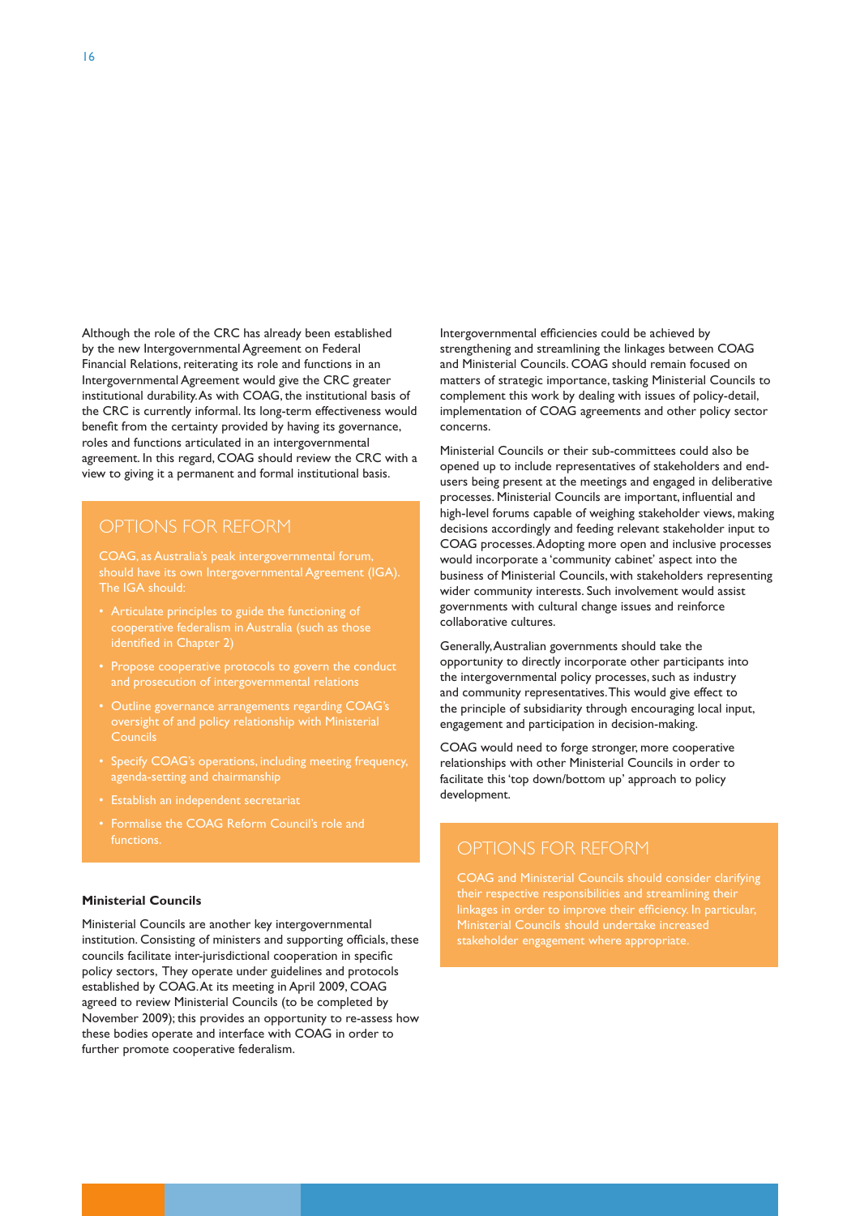Although the role of the CRC has already been established by the new Intergovernmental Agreement on Federal Financial Relations, reiterating its role and functions in an Intergovernmental Agreement would give the CRC greater institutional durability. As with COAG, the institutional basis of the CRC is currently informal. Its long-term effectiveness would benefit from the certainty provided by having its governance, roles and functions articulated in an intergovernmental agreement. In this regard, COAG should review the CRC with a view to giving it a permanent and formal institutional basis.

## OPTIONS FOR REFORM

COAG, as Australia's peak intergovernmental forum, should have its own Intergovernmental Agreement (IGA). The IGA should:

- Articulate principles to guide the functioning of cooperative federalism in Australia (such as those identified in Chapter 2)
- Propose cooperative protocols to govern the conduct and prosecution of intergovernmental relations
- Outline governance arrangements regarding COAG's oversight of and policy relationship with Ministerial Councils
- Specify COAG's operations, including meeting frequency, agenda-setting and chairmanship
- Establish an independent secretariat
- Formalise the COAG Reform Council's role and functions.

### Ministerial Councils

Ministerial Councils are another key intergovernmental institution. Consisting of ministers and supporting officials, these councils facilitate inter-jurisdictional cooperation in specific policy sectors, They operate under guidelines and protocols established by COAG. At its meeting in April 2009, COAG agreed to review Ministerial Councils (to be completed by November 2009); this provides an opportunity to re-assess how these bodies operate and interface with COAG in order to further promote cooperative federalism.

Intergovernmental efficiencies could be achieved by strengthening and streamlining the linkages between COAG and Ministerial Councils. COAG should remain focused on matters of strategic importance, tasking Ministerial Councils to complement this work by dealing with issues of policy-detail, implementation of COAG agreements and other policy sector concerns.

Ministerial Councils or their sub-committees could also be opened up to include representatives of stakeholders and end-users being present at the meetings and engaged in deliberative processes. Ministerial Councils are important, influential and high-level forums capable of weighing stakeholder views, making decisions accordingly and feeding relevant stakeholder input to COAG processes. Adopting more open and inclusive processes would incorporate a 'community cabinet' aspect into the business of Ministerial Councils, with stakeholders representing wider community interests. Such involvement would assist governments with cultural change issues and reinforce collaborative cultures.

Generally, Australian governments should take the opportunity to directly incorporate other participants into the intergovernmental policy processes, such as industry and community representatives. This would give effect to the principle of subsidiarity through encouraging local input, engagement and participation in decision-making.

COAG would need to forge stronger, more cooperative relationships with other Ministerial Councils in order to facilitate this 'top down/bottom up' approach to policy development.

## OPTIONS FOR REFORM

COAG and Ministerial Councils should consider clarifying their respective responsibilities and streamlining their linkages in order to improve their efficiency. In particular, Ministerial Councils should undertake increased stakeholder engagement where appropriate.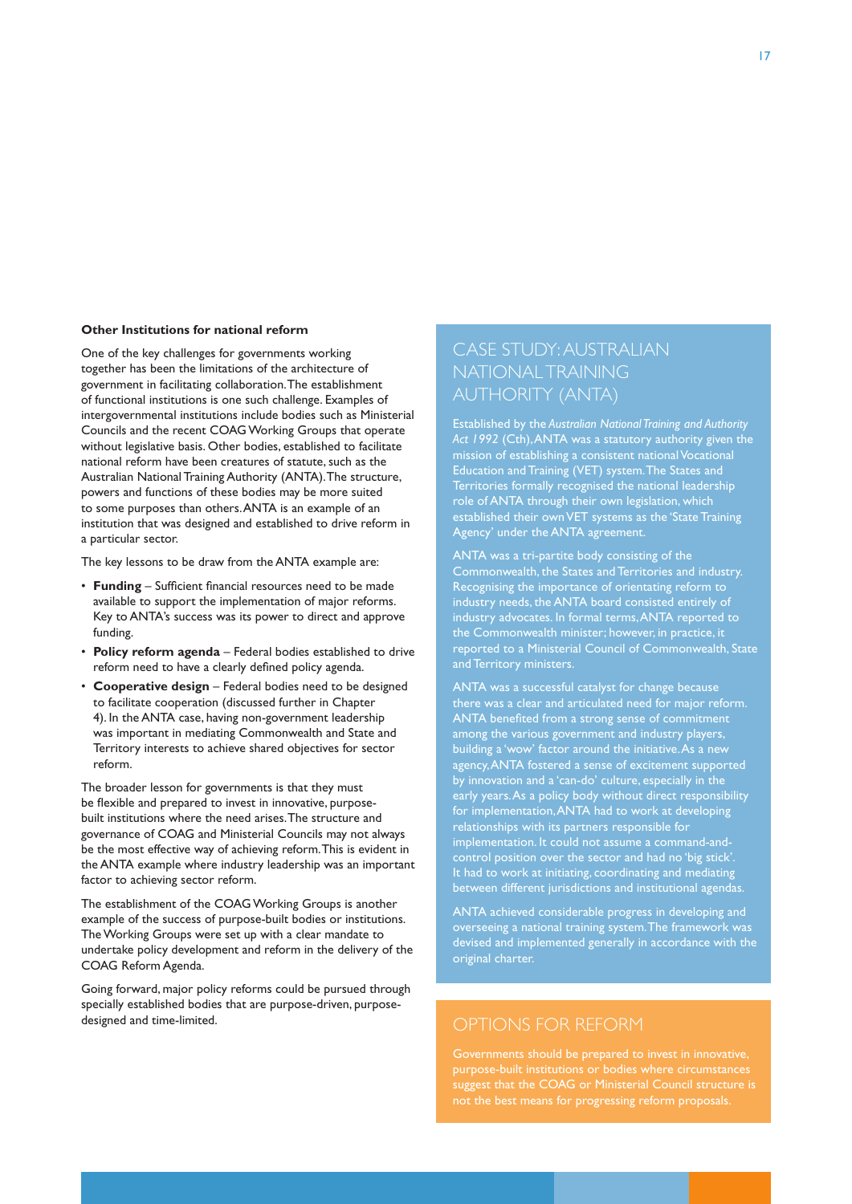### Other Institutions for national reform

One of the key challenges for governments working together has been the limitations of the architecture of government in facilitating collaboration. The establishment of functional institutions is one such challenge. Examples of intergovernmental institutions include bodies such as Ministerial Councils and the recent COAG Working Groups that operate without legislative basis. Other bodies, established to facilitate national reform have been creatures of statute, such as the Australian National Training Authority (ANTA). The structure, powers and functions of these bodies may be more suited to some purposes than others. ANTA is an example of an institution that was designed and established to drive reform in a particular sector.

The key lessons to be draw from the ANTA example are:

- **Funding** – Sufficient financial resources need to be made available to support the implementation of major reforms. Key to ANTA's success was its power to direct and approve funding.
- **Policy reform agenda** – Federal bodies established to drive reform need to have a clearly defined policy agenda.
- **Cooperative design** – Federal bodies need to be designed to facilitate cooperation (discussed further in Chapter 4). In the ANTA case, having non-government leadership was important in mediating Commonwealth and State and Territory interests to achieve shared objectives for sector reform.

The broader lesson for governments is that they must be flexible and prepared to invest in innovative, purpose-built institutions where the need arises. The structure and governance of COAG and Ministerial Councils may not always be the most effective way of achieving reform. This is evident in the ANTA example where industry leadership was an important factor to achieving sector reform.

The establishment of the COAG Working Groups is another example of the success of purpose-built bodies or institutions. The Working Groups were set up with a clear mandate to undertake policy development and reform in the delivery of the COAG Reform Agenda.

Going forward, major policy reforms could be pursued through specially established bodies that are purpose-driven, purpose-designed and time-limited.

## CASE STUDY: AUSTRALIAN NATIONAL TRAINING AUTHORITY (ANTA)

Established by the *Australian National Training and Authority Act 1992* (Cth), ANTA was a statutory authority given the mission of establishing a consistent national Vocational Education and Training (VET) system. The States and Territories formally recognised the national leadership role of ANTA through their own legislation, which established their own VET systems as the 'State Training Agency' under the ANTA agreement.

ANTA was a tri-partite body consisting of the Commonwealth, the States and Territories and industry. Recognising the importance of orientating reform to industry needs, the ANTA board consisted entirely of industry advocates. In formal terms, ANTA reported to the Commonwealth minister; however, in practice, it reported to a Ministerial Council of Commonwealth, State and Territory ministers.

ANTA was a successful catalyst for change because there was a clear and articulated need for major reform. ANTA benefited from a strong sense of commitment among the various government and industry players, building a 'wow' factor around the initiative. As a new agency, ANTA fostered a sense of excitement supported by innovation and a 'can-do' culture, especially in the early years. As a policy body without direct responsibility for implementation, ANTA had to work at developing relationships with its partners responsible for implementation. It could not assume a command-and-control position over the sector and had no 'big stick'. It had to work at initiating, coordinating and mediating between different jurisdictions and institutional agendas.

ANTA achieved considerable progress in developing and overseeing a national training system. The framework was devised and implemented generally in accordance with the original charter.

## OPTIONS FOR REFORM

Governments should be prepared to invest in innovative, purpose-built institutions or bodies where circumstances suggest that the COAG or Ministerial Council structure is not the best means for progressing reform proposals.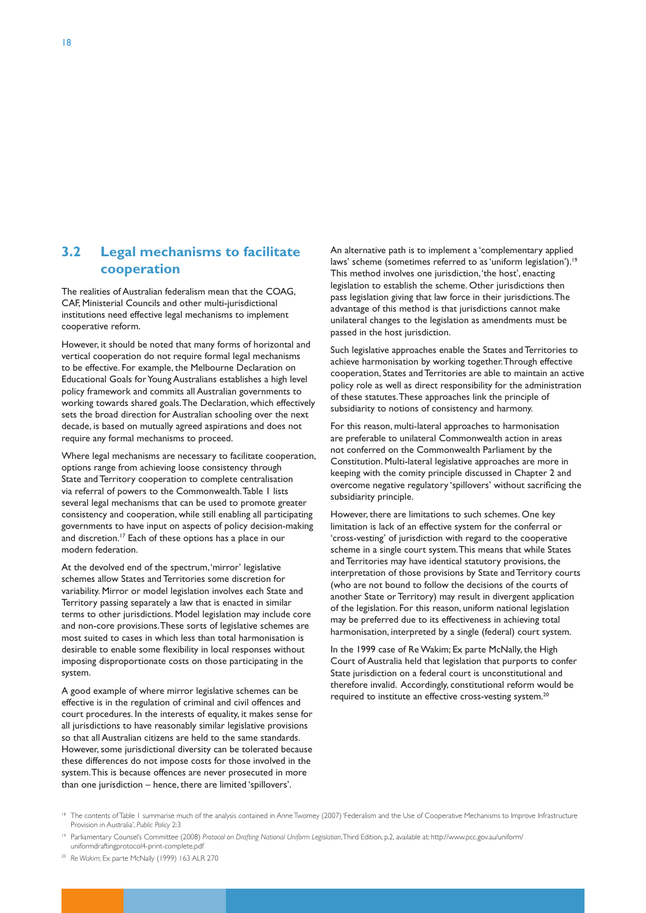## 3.2 Legal mechanisms to facilitate cooperation

The realities of Australian federalism mean that the COAG, CAF, Ministerial Councils and other multi-jurisdictional institutions need effective legal mechanisms to implement cooperative reform.

However, it should be noted that many forms of horizontal and vertical cooperation do not require formal legal mechanisms to be effective. For example, the Melbourne Declaration on Educational Goals for Young Australians establishes a high level policy framework and commits all Australian governments to working towards shared goals. The Declaration, which effectively sets the broad direction for Australian schooling over the next decade, is based on mutually agreed aspirations and does not require any formal mechanisms to proceed.

Where legal mechanisms are necessary to facilitate cooperation, options range from achieving loose consistency through State and Territory cooperation to complete centralisation via referral of powers to the Commonwealth. Table 1 lists several legal mechanisms that can be used to promote greater consistency and cooperation, while still enabling all participating governments to have input on aspects of policy decision-making and discretion.[17] Each of these options has a place in our modern federation.

At the devolved end of the spectrum, 'mirror' legislative schemes allow States and Territories some discretion for variability. Mirror or model legislation involves each State and Territory passing separately a law that is enacted in similar terms to other jurisdictions. Model legislation may include core and non-core provisions. These sorts of legislative schemes are most suited to cases in which less than total harmonisation is desirable to enable some flexibility in local responses without imposing disproportionate costs on those participating in the system.

A good example of where mirror legislative schemes can be effective is in the regulation of criminal and civil offences and court procedures. In the interests of equality, it makes sense for all jurisdictions to have reasonably similar legislative provisions so that all Australian citizens are held to the same standards. However, some jurisdictional diversity can be tolerated because these differences do not impose costs for those involved in the system. This is because offences are never prosecuted in more than one jurisdiction – hence, there are limited 'spillovers'.

An alternative path is to implement a 'complementary applied laws' scheme (sometimes referred to as 'uniform legislation').[19] This method involves one jurisdiction, 'the host', enacting legislation to establish the scheme. Other jurisdictions then pass legislation giving that law force in their jurisdictions. The advantage of this method is that jurisdictions cannot make unilateral changes to the legislation as amendments must be passed in the host jurisdiction.

Such legislative approaches enable the States and Territories to achieve harmonisation by working together. Through effective cooperation, States and Territories are able to maintain an active policy role as well as direct responsibility for the administration of these statutes. These approaches link the principle of subsidiarity to notions of consistency and harmony.

For this reason, multi-lateral approaches to harmonisation are preferable to unilateral Commonwealth action in areas not conferred on the Commonwealth Parliament by the Constitution. Multi-lateral legislative approaches are more in keeping with the comity principle discussed in Chapter 2 and overcome negative regulatory 'spillovers' without sacrificing the subsidiarity principle.

However, there are limitations to such schemes. One key limitation is lack of an effective system for the conferral or 'cross-vesting' of jurisdiction with regard to the cooperative scheme in a single court system. This means that while States and Territories may have identical statutory provisions, the interpretation of those provisions by State and Territory courts (who are not bound to follow the decisions of the courts of another State or Territory) may result in divergent application of the legislation. For this reason, uniform national legislation may be preferred due to its effectiveness in achieving total harmonisation, interpreted by a single (federal) court system.

In the 1999 case of Re Wakim; Ex parte McNally, the High Court of Australia held that legislation that purports to confer State jurisdiction on a federal court is unconstitutional and therefore invalid. Accordingly, constitutional reform would be required to institute an effective cross-vesting system.[20]

---

[18] The contents of Table 1 summarise much of the analysis contained in Anne Twomey (2007) 'Federalism and the Use of Cooperative Mechanisms to Improve Infrastructure Provision in Australia', *Public Policy* 2:3

[19] Parliamentary Counsel's Committee (2008) *Protocol on Drafting National Uniform Legislation*, Third Edition, p.2, available at: http://www.pcc.gov.au/uniform/uniformdraftingprotocol4-print-complete.pdf

[20] *Re Wakim;* Ex parte McNally (1999) 163 ALR 270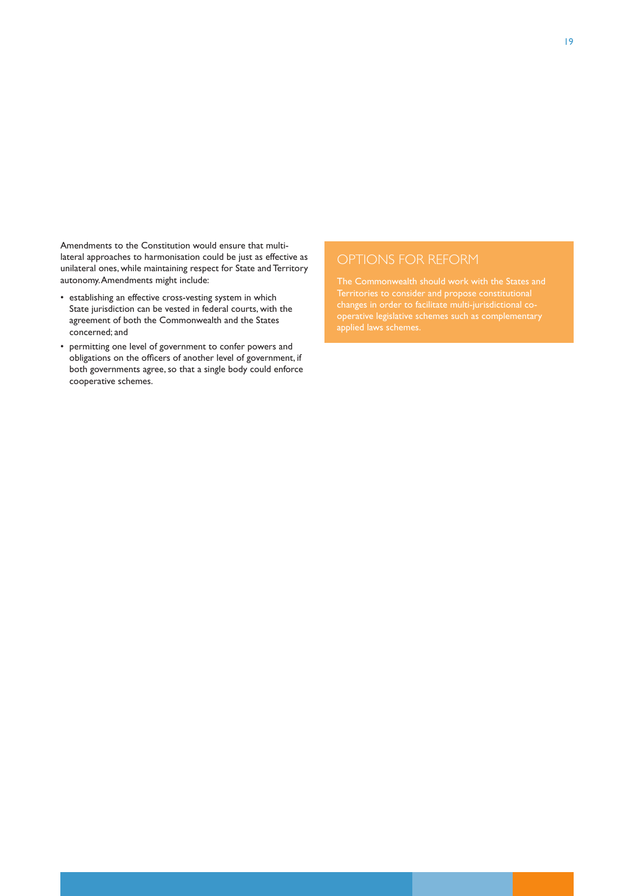Amendments to the Constitution would ensure that multi-lateral approaches to harmonisation could be just as effective as unilateral ones, while maintaining respect for State and Territory autonomy. Amendments might include:

- establishing an effective cross-vesting system in which State jurisdiction can be vested in federal courts, with the agreement of both the Commonwealth and the States concerned; and
- permitting one level of government to confer powers and obligations on the officers of another level of government, if both governments agree, so that a single body could enforce cooperative schemes.

## OPTIONS FOR REFORM

The Commonwealth should work with the States and Territories to consider and propose constitutional changes in order to facilitate multi-jurisdictional co-operative legislative schemes such as complementary applied laws schemes.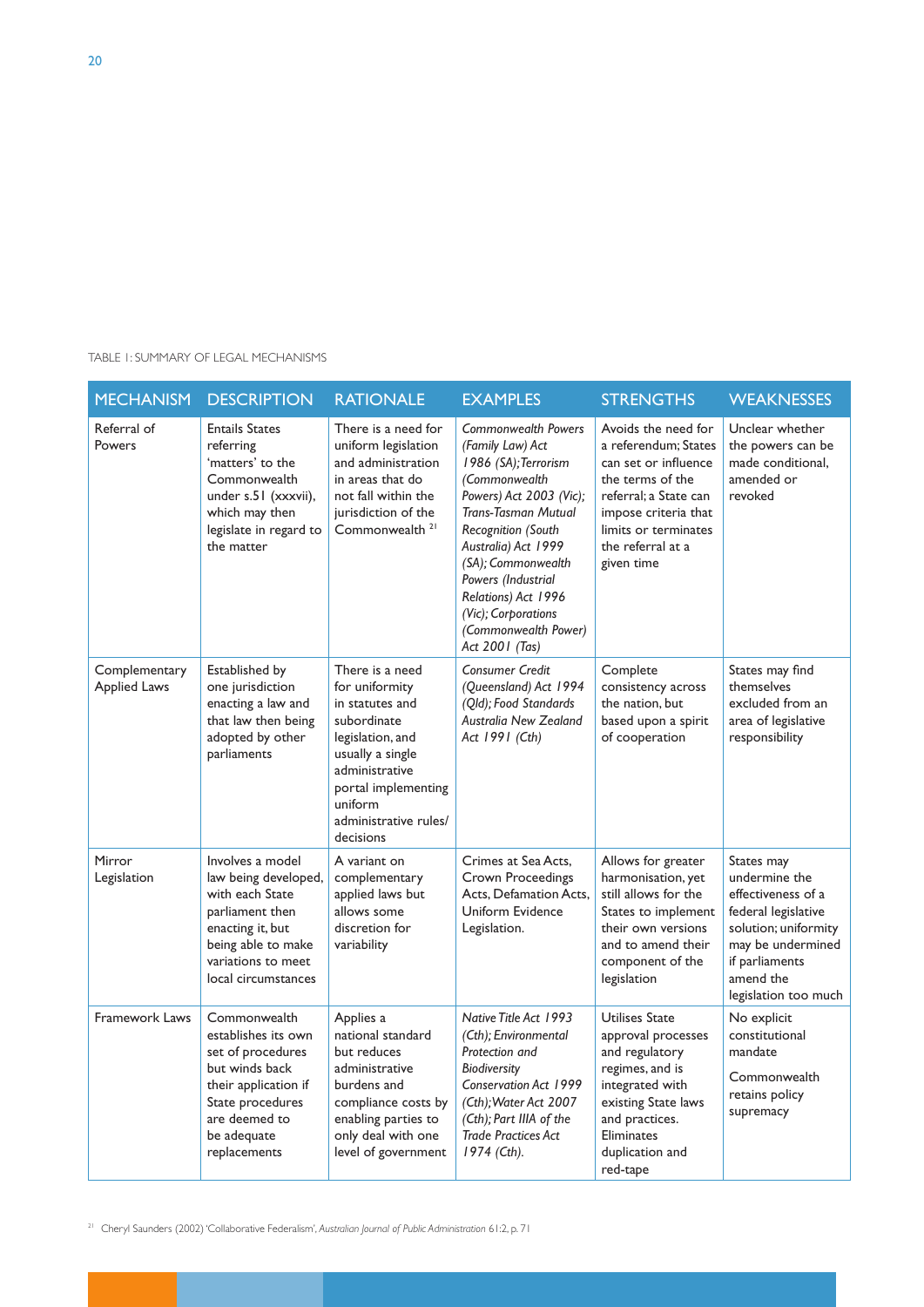TABLE 1: SUMMARY OF LEGAL MECHANISMS

| MECHANISM | DESCRIPTION | RATIONALE | EXAMPLES | STRENGTHS | WEAKNESSES |
|---|---|---|---|---|---|
| Referral of Powers | Entails States referring 'matters' to the Commonwealth under s.51 (xxxvii), which may then legislate in regard to the matter | There is a need for uniform legislation and administration in areas that do not fall within the jurisdiction of the Commonwealth [21] | *Commonwealth Powers (Family Law) Act 1986 (SA); Terrorism (Commonwealth Powers) Act 2003 (Vic); Trans-Tasman Mutual Recognition (South Australia) Act 1999 (SA); Commonwealth Powers (Industrial Relations) Act 1996 (Vic); Corporations (Commonwealth Power) Act 2001 (Tas)* | Avoids the need for a referendum; States can set or influence the terms of the referral; a State can impose criteria that limits or terminates the referral at a given time | Unclear whether the powers can be made conditional, amended or revoked |
| Complementary Applied Laws | Established by one jurisdiction enacting a law and that law then being adopted by other parliaments | There is a need for uniformity in statutes and subordinate legislation, and usually a single administrative portal implementing uniform administrative rules/ decisions | *Consumer Credit (Queensland) Act 1994 (Qld); Food Standards Australia New Zealand Act 1991 (Cth)* | Complete consistency across the nation, but based upon a spirit of cooperation | States may find themselves excluded from an area of legislative responsibility |
| Mirror Legislation | Involves a model law being developed, with each State parliament then enacting it, but being able to make variations to meet local circumstances | A variant on complementary applied laws but allows some discretion for variability | Crimes at Sea Acts, Crown Proceedings Acts, Defamation Acts, Uniform Evidence Legislation. | Allows for greater harmonisation, yet still allows for the States to implement their own versions and to amend their component of the legislation | States may undermine the effectiveness of a federal legislative solution; uniformity may be undermined if parliaments amend the legislation too much |
| Framework Laws | Commonwealth establishes its own set of procedures but winds back their application if State procedures are deemed to be adequate replacements | Applies a national standard but reduces administrative burdens and compliance costs by enabling parties to only deal with one level of government | *Native Title Act 1993 (Cth); Environmental Protection and Biodiversity Conservation Act 1999 (Cth); Water Act 2007 (Cth); Part IIIA of the Trade Practices Act 1974 (Cth).* | Utilises State approval processes and regulatory regimes, and is integrated with existing State laws and practices. Eliminates duplication and red-tape | No explicit constitutional mandate<br><br>Commonwealth retains policy supremacy |

[21] Cheryl Saunders (2002) 'Collaborative Federalism', *Australian Journal of Public Administration* 61:2, p. 71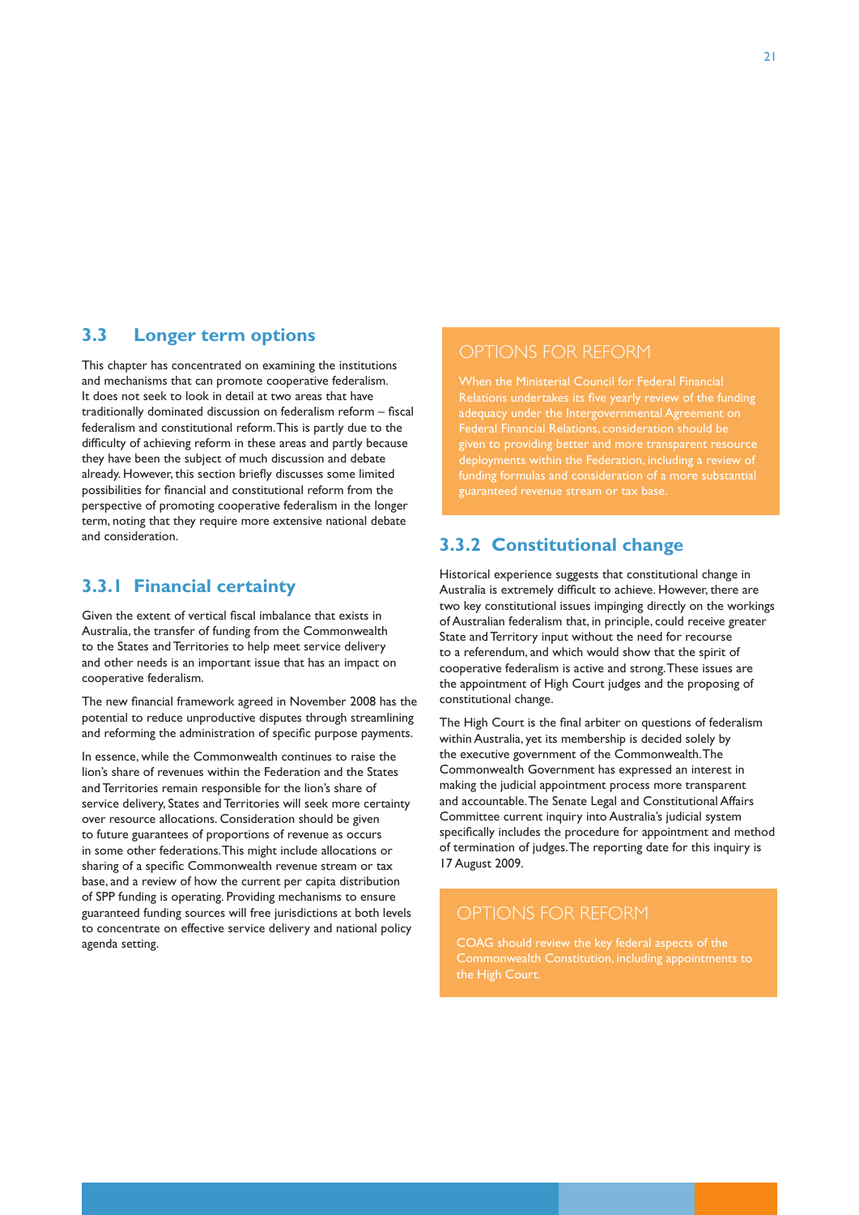## 3.3 Longer term options

This chapter has concentrated on examining the institutions and mechanisms that can promote cooperative federalism. It does not seek to look in detail at two areas that have traditionally dominated discussion on federalism reform – fiscal federalism and constitutional reform. This is partly due to the difficulty of achieving reform in these areas and partly because they have been the subject of much discussion and debate already. However, this section briefly discusses some limited possibilities for financial and constitutional reform from the perspective of promoting cooperative federalism in the longer term, noting that they require more extensive national debate and consideration.

### 3.3.1 Financial certainty

Given the extent of vertical fiscal imbalance that exists in Australia, the transfer of funding from the Commonwealth to the States and Territories to help meet service delivery and other needs is an important issue that has an impact on cooperative federalism.

The new financial framework agreed in November 2008 has the potential to reduce unproductive disputes through streamlining and reforming the administration of specific purpose payments.

In essence, while the Commonwealth continues to raise the lion's share of revenues within the Federation and the States and Territories remain responsible for the lion's share of service delivery, States and Territories will seek more certainty over resource allocations. Consideration should be given to future guarantees of proportions of revenue as occurs in some other federations. This might include allocations or sharing of a specific Commonwealth revenue stream or tax base, and a review of how the current per capita distribution of SPP funding is operating. Providing mechanisms to ensure guaranteed funding sources will free jurisdictions at both levels to concentrate on effective service delivery and national policy agenda setting.

> **OPTIONS FOR REFORM**
>
> When the Ministerial Council for Federal Financial Relations undertakes its five yearly review of the funding adequacy under the Intergovernmental Agreement on Federal Financial Relations, consideration should be given to providing better and more transparent resource deployments within the Federation, including a review of funding formulas and consideration of a more substantial guaranteed revenue stream or tax base.

### 3.3.2 Constitutional change

Historical experience suggests that constitutional change in Australia is extremely difficult to achieve. However, there are two key constitutional issues impinging directly on the workings of Australian federalism that, in principle, could receive greater State and Territory input without the need for recourse to a referendum, and which would show that the spirit of cooperative federalism is active and strong. These issues are the appointment of High Court judges and the proposing of constitutional change.

The High Court is the final arbiter on questions of federalism within Australia, yet its membership is decided solely by the executive government of the Commonwealth. The Commonwealth Government has expressed an interest in making the judicial appointment process more transparent and accountable. The Senate Legal and Constitutional Affairs Committee current inquiry into Australia's judicial system specifically includes the procedure for appointment and method of termination of judges. The reporting date for this inquiry is 17 August 2009.

> **OPTIONS FOR REFORM**
>
> COAG should review the key federal aspects of the Commonwealth Constitution, including appointments to the High Court.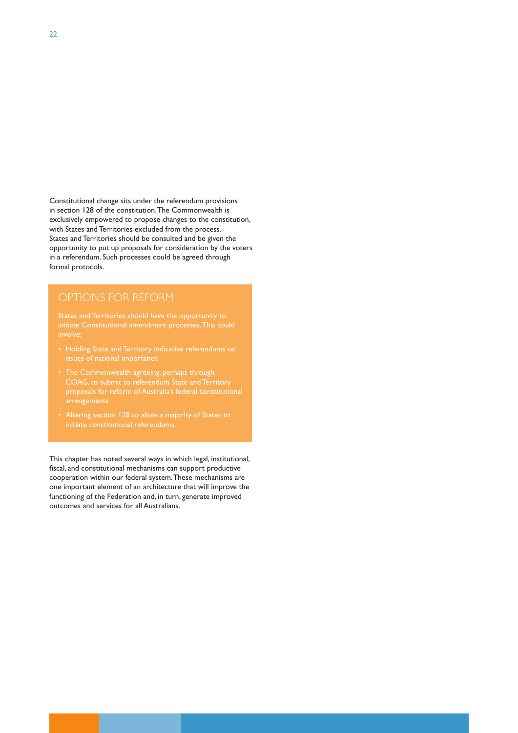Constitutional change sits under the referendum provisions in section 128 of the constitution. The Commonwealth is exclusively empowered to propose changes to the constitution, with States and Territories excluded from the process. States and Territories should be consulted and be given the opportunity to put up proposals for consideration by the voters in a referendum. Such processes could be agreed through formal protocols.

## OPTIONS FOR REFORM

States and Territories should have the opportunity to initiate Constitutional amendment processes. This could involve:

- Holding State and Territory indicative referendums on issues of national importance
- The Commonwealth agreeing, perhaps through COAG, to submit to referendum State and Territory proposals for reform of Australia's federal constitutional arrangements
- Altering section 128 to allow a majority of States to initiate constitutional referendums.

This chapter has noted several ways in which legal, institutional, fiscal, and constitutional mechanisms can support productive cooperation within our federal system. These mechanisms are one important element of an architecture that will improve the functioning of the Federation and, in turn, generate improved outcomes and services for all Australians.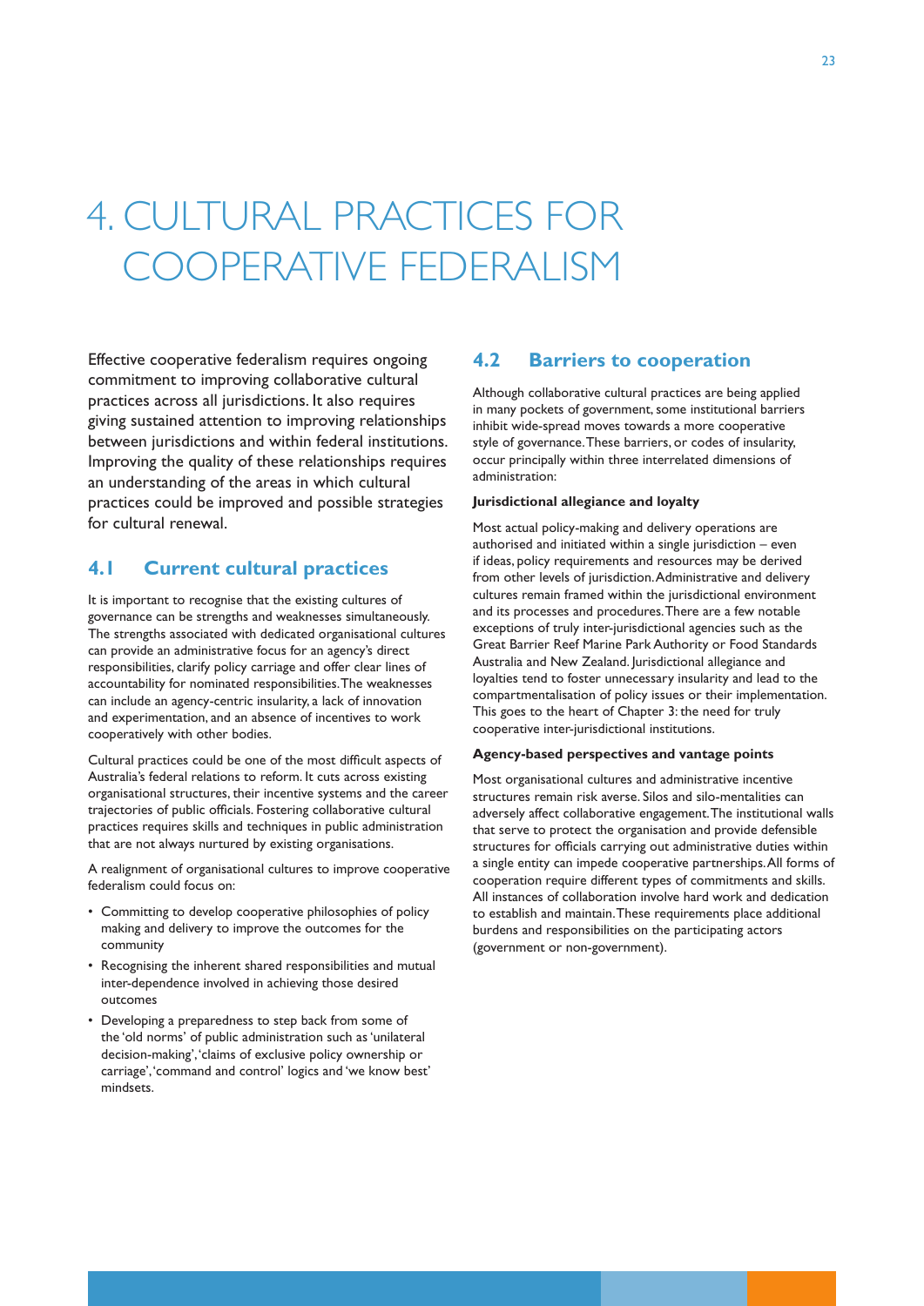# 4. CULTURAL PRACTICES FOR COOPERATIVE FEDERALISM

Effective cooperative federalism requires ongoing commitment to improving collaborative cultural practices across all jurisdictions. It also requires giving sustained attention to improving relationships between jurisdictions and within federal institutions. Improving the quality of these relationships requires an understanding of the areas in which cultural practices could be improved and possible strategies for cultural renewal.

## 4.1 Current cultural practices

It is important to recognise that the existing cultures of governance can be strengths and weaknesses simultaneously. The strengths associated with dedicated organisational cultures can provide an administrative focus for an agency's direct responsibilities, clarify policy carriage and offer clear lines of accountability for nominated responsibilities. The weaknesses can include an agency-centric insularity, a lack of innovation and experimentation, and an absence of incentives to work cooperatively with other bodies.

Cultural practices could be one of the most difficult aspects of Australia's federal relations to reform. It cuts across existing organisational structures, their incentive systems and the career trajectories of public officials. Fostering collaborative cultural practices requires skills and techniques in public administration that are not always nurtured by existing organisations.

A realignment of organisational cultures to improve cooperative federalism could focus on:

- Committing to develop cooperative philosophies of policy making and delivery to improve the outcomes for the community
- Recognising the inherent shared responsibilities and mutual inter-dependence involved in achieving those desired outcomes
- Developing a preparedness to step back from some of the 'old norms' of public administration such as 'unilateral decision-making', 'claims of exclusive policy ownership or carriage', 'command and control' logics and 'we know best' mindsets.

## 4.2 Barriers to cooperation

Although collaborative cultural practices are being applied in many pockets of government, some institutional barriers inhibit wide-spread moves towards a more cooperative style of governance. These barriers, or codes of insularity, occur principally within three interrelated dimensions of administration:

**Jurisdictional allegiance and loyalty**

Most actual policy-making and delivery operations are authorised and initiated within a single jurisdiction – even if ideas, policy requirements and resources may be derived from other levels of jurisdiction. Administrative and delivery cultures remain framed within the jurisdictional environment and its processes and procedures. There are a few notable exceptions of truly inter-jurisdictional agencies such as the Great Barrier Reef Marine Park Authority or Food Standards Australia and New Zealand. Jurisdictional allegiance and loyalties tend to foster unnecessary insularity and lead to the compartmentalisation of policy issues or their implementation. This goes to the heart of Chapter 3: the need for truly cooperative inter-jurisdictional institutions.

**Agency-based perspectives and vantage points**

Most organisational cultures and administrative incentive structures remain risk averse. Silos and silo-mentalities can adversely affect collaborative engagement. The institutional walls that serve to protect the organisation and provide defensible structures for officials carrying out administrative duties within a single entity can impede cooperative partnerships. All forms of cooperation require different types of commitments and skills. All instances of collaboration involve hard work and dedication to establish and maintain. These requirements place additional burdens and responsibilities on the participating actors (government or non-government).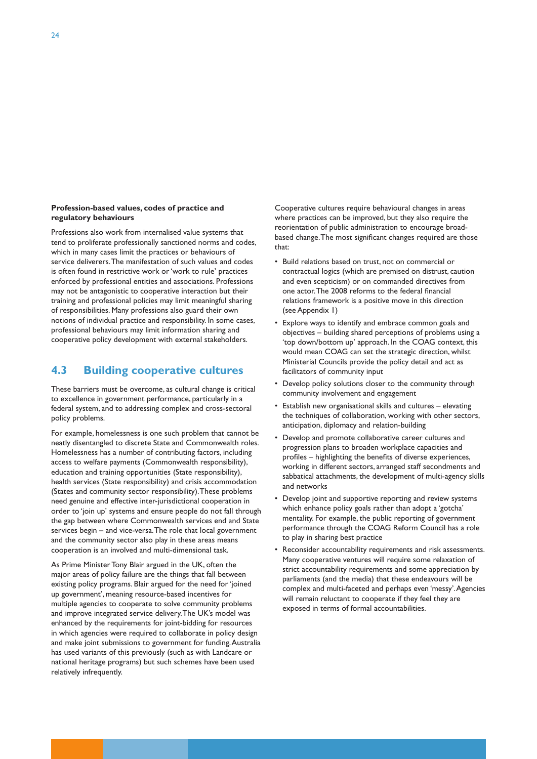**Profession-based values, codes of practice and regulatory behaviours**

Professions also work from internalised value systems that tend to proliferate professionally sanctioned norms and codes, which in many cases limit the practices or behaviours of service deliverers. The manifestation of such values and codes is often found in restrictive work or 'work to rule' practices enforced by professional entities and associations. Professions may not be antagonistic to cooperative interaction but their training and professional policies may limit meaningful sharing of responsibilities. Many professions also guard their own notions of individual practice and responsibility. In some cases, professional behaviours may limit information sharing and cooperative policy development with external stakeholders.

## 4.3 Building cooperative cultures

These barriers must be overcome, as cultural change is critical to excellence in government performance, particularly in a federal system, and to addressing complex and cross-sectoral policy problems.

For example, homelessness is one such problem that cannot be neatly disentangled to discrete State and Commonwealth roles. Homelessness has a number of contributing factors, including access to welfare payments (Commonwealth responsibility), education and training opportunities (State responsibility), health services (State responsibility) and crisis accommodation (States and community sector responsibility). These problems need genuine and effective inter-jurisdictional cooperation in order to 'join up' systems and ensure people do not fall through the gap between where Commonwealth services end and State services begin – and vice-versa. The role that local government and the community sector also play in these areas means cooperation is an involved and multi-dimensional task.

As Prime Minister Tony Blair argued in the UK, often the major areas of policy failure are the things that fall between existing policy programs. Blair argued for the need for 'joined up government', meaning resource-based incentives for multiple agencies to cooperate to solve community problems and improve integrated service delivery. The UK's model was enhanced by the requirements for joint-bidding for resources in which agencies were required to collaborate in policy design and make joint submissions to government for funding. Australia has used variants of this previously (such as with Landcare or national heritage programs) but such schemes have been used relatively infrequently.

Cooperative cultures require behavioural changes in areas where practices can be improved, but they also require the reorientation of public administration to encourage broad-based change. The most significant changes required are those that:

- Build relations based on trust, not on commercial or contractual logics (which are premised on distrust, caution and even scepticism) or on commanded directives from one actor. The 2008 reforms to the federal financial relations framework is a positive move in this direction (see Appendix 1)
- Explore ways to identify and embrace common goals and objectives – building shared perceptions of problems using a 'top down/bottom up' approach. In the COAG context, this would mean COAG can set the strategic direction, whilst Ministerial Councils provide the policy detail and act as facilitators of community input
- Develop policy solutions closer to the community through community involvement and engagement
- Establish new organisational skills and cultures – elevating the techniques of collaboration, working with other sectors, anticipation, diplomacy and relation-building
- Develop and promote collaborative career cultures and progression plans to broaden workplace capacities and profiles – highlighting the benefits of diverse experiences, working in different sectors, arranged staff secondments and sabbatical attachments, the development of multi-agency skills and networks
- Develop joint and supportive reporting and review systems which enhance policy goals rather than adopt a 'gotcha' mentality. For example, the public reporting of government performance through the COAG Reform Council has a role to play in sharing best practice
- Reconsider accountability requirements and risk assessments. Many cooperative ventures will require some relaxation of strict accountability requirements and some appreciation by parliaments (and the media) that these endeavours will be complex and multi-faceted and perhaps even 'messy'. Agencies will remain reluctant to cooperate if they feel they are exposed in terms of formal accountabilities.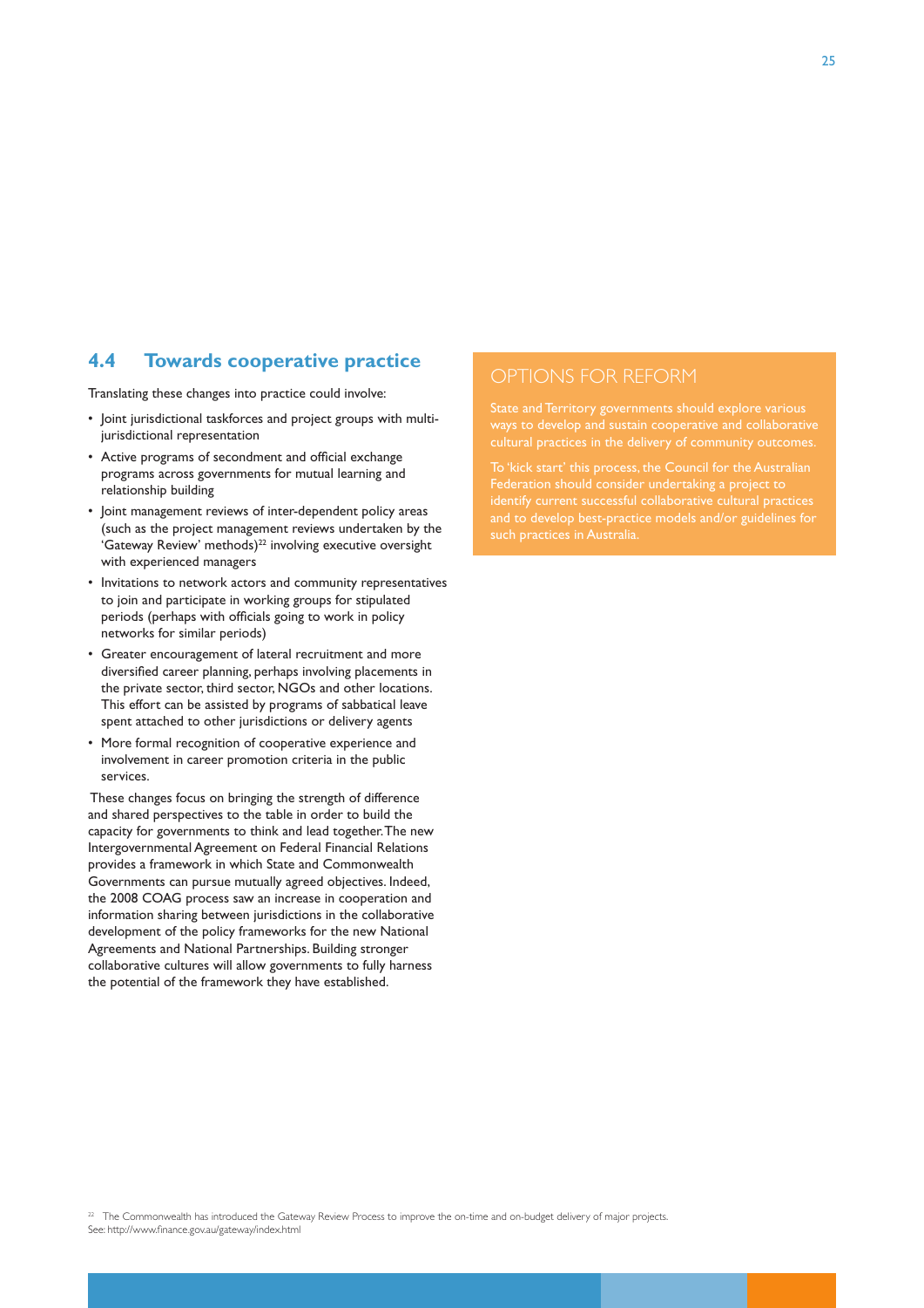## 4.4 Towards cooperative practice

Translating these changes into practice could involve:

- Joint jurisdictional taskforces and project groups with multi-jurisdictional representation
- Active programs of secondment and official exchange programs across governments for mutual learning and relationship building
- Joint management reviews of inter-dependent policy areas (such as the project management reviews undertaken by the 'Gateway Review' methods)[22] involving executive oversight with experienced managers
- Invitations to network actors and community representatives to join and participate in working groups for stipulated periods (perhaps with officials going to work in policy networks for similar periods)
- Greater encouragement of lateral recruitment and more diversified career planning, perhaps involving placements in the private sector, third sector, NGOs and other locations. This effort can be assisted by programs of sabbatical leave spent attached to other jurisdictions or delivery agents
- More formal recognition of cooperative experience and involvement in career promotion criteria in the public services.

These changes focus on bringing the strength of difference and shared perspectives to the table in order to build the capacity for governments to think and lead together. The new Intergovernmental Agreement on Federal Financial Relations provides a framework in which State and Commonwealth Governments can pursue mutually agreed objectives. Indeed, the 2008 COAG process saw an increase in cooperation and information sharing between jurisdictions in the collaborative development of the policy frameworks for the new National Agreements and National Partnerships. Building stronger collaborative cultures will allow governments to fully harness the potential of the framework they have established.

### OPTIONS FOR REFORM

State and Territory governments should explore various ways to develop and sustain cooperative and collaborative cultural practices in the delivery of community outcomes.

To 'kick start' this process, the Council for the Australian Federation should consider undertaking a project to identify current successful collaborative cultural practices and to develop best-practice models and/or guidelines for such practices in Australia.

[22] The Commonwealth has introduced the Gateway Review Process to improve the on-time and on-budget delivery of major projects. See: http://www.finance.gov.au/gateway/index.html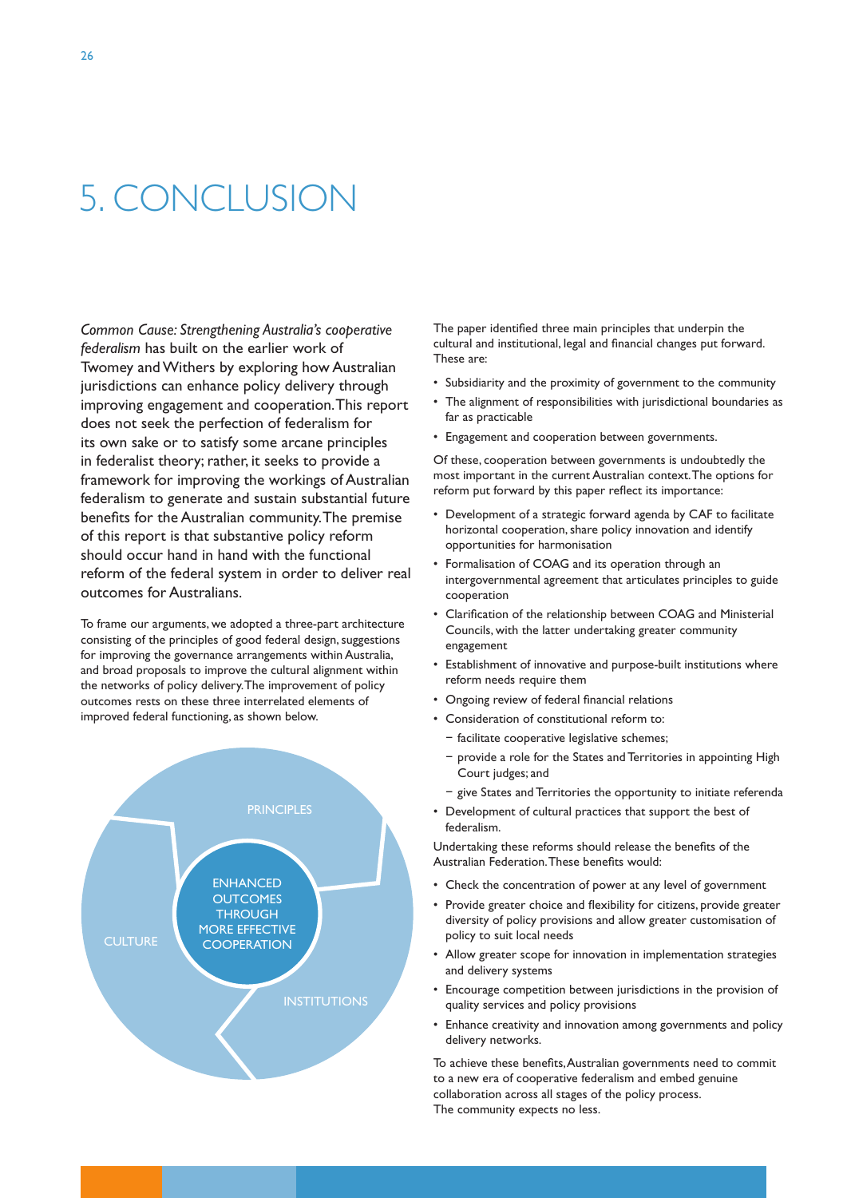# 5. CONCLUSION

*Common Cause: Strengthening Australia's cooperative federalism* has built on the earlier work of Twomey and Withers by exploring how Australian jurisdictions can enhance policy delivery through improving engagement and cooperation. This report does not seek the perfection of federalism for its own sake or to satisfy some arcane principles in federalist theory; rather, it seeks to provide a framework for improving the workings of Australian federalism to generate and sustain substantial future benefits for the Australian community. The premise of this report is that substantive policy reform should occur hand in hand with the functional reform of the federal system in order to deliver real outcomes for Australians.

To frame our arguments, we adopted a three-part architecture consisting of the principles of good federal design, suggestions for improving the governance arrangements within Australia, and broad proposals to improve the cultural alignment within the networks of policy delivery. The improvement of policy outcomes rests on these three interrelated elements of improved federal functioning, as shown below.

PRINCIPLES

CULTURE

INSTITUTIONS

ENHANCED OUTCOMES THROUGH MORE EFFECTIVE COOPERATION

The paper identified three main principles that underpin the cultural and institutional, legal and financial changes put forward. These are:

- Subsidiarity and the proximity of government to the community
- The alignment of responsibilities with jurisdictional boundaries as far as practicable
- Engagement and cooperation between governments.

Of these, cooperation between governments is undoubtedly the most important in the current Australian context. The options for reform put forward by this paper reflect its importance:

- Development of a strategic forward agenda by CAF to facilitate horizontal cooperation, share policy innovation and identify opportunities for harmonisation
- Formalisation of COAG and its operation through an intergovernmental agreement that articulates principles to guide cooperation
- Clarification of the relationship between COAG and Ministerial Councils, with the latter undertaking greater community engagement
- Establishment of innovative and purpose-built institutions where reform needs require them
- Ongoing review of federal financial relations
- Consideration of constitutional reform to:
  - facilitate cooperative legislative schemes;
  - provide a role for the States and Territories in appointing High Court judges; and
  - give States and Territories the opportunity to initiate referenda
- Development of cultural practices that support the best of federalism.

Undertaking these reforms should release the benefits of the Australian Federation. These benefits would:

- Check the concentration of power at any level of government
- Provide greater choice and flexibility for citizens, provide greater diversity of policy provisions and allow greater customisation of policy to suit local needs
- Allow greater scope for innovation in implementation strategies and delivery systems
- Encourage competition between jurisdictions in the provision of quality services and policy provisions
- Enhance creativity and innovation among governments and policy delivery networks.

To achieve these benefits, Australian governments need to commit to a new era of cooperative federalism and embed genuine collaboration across all stages of the policy process.
The community expects no less.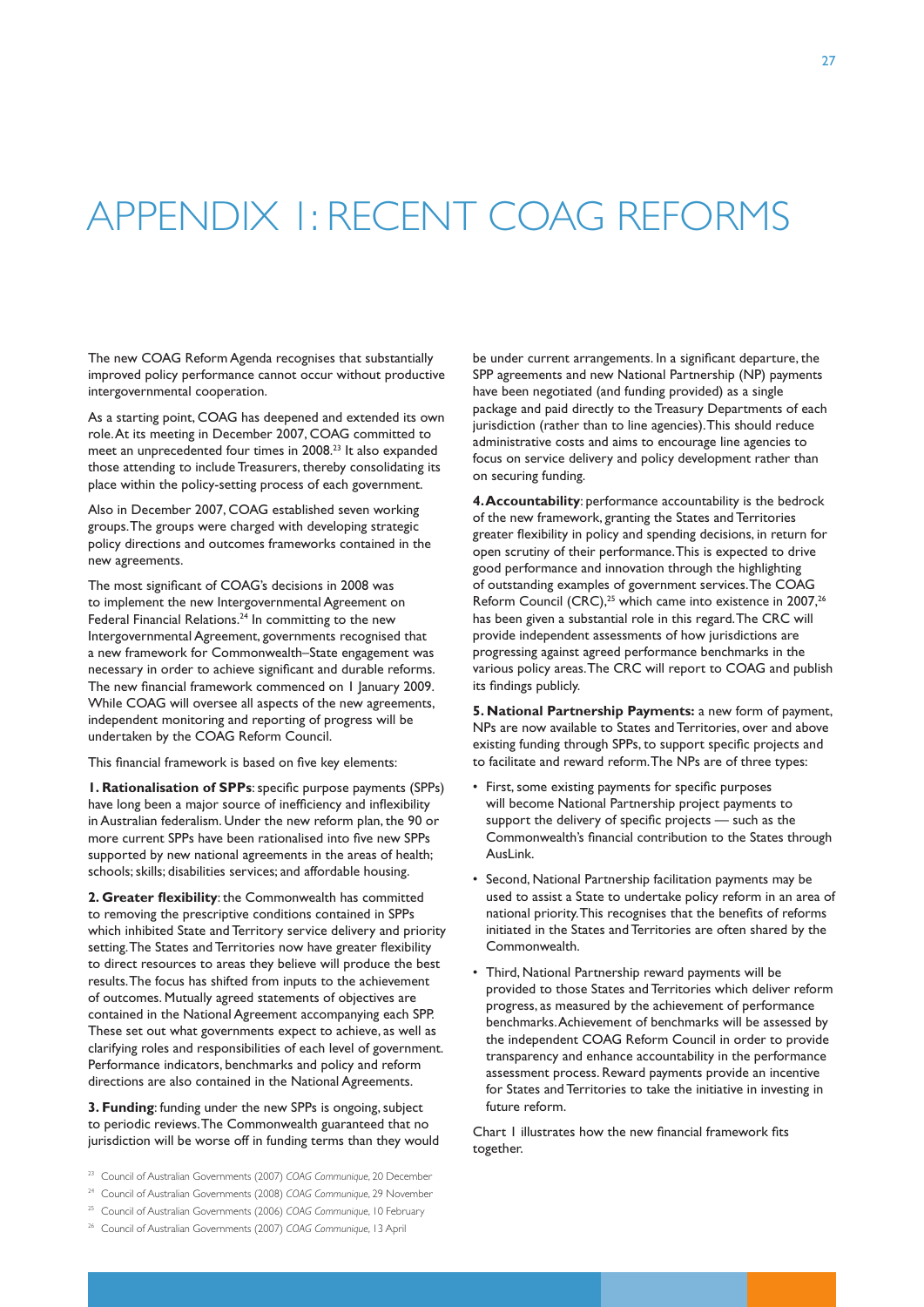# APPENDIX 1: RECENT COAG REFORMS

The new COAG Reform Agenda recognises that substantially improved policy performance cannot occur without productive intergovernmental cooperation.

As a starting point, COAG has deepened and extended its own role. At its meeting in December 2007, COAG committed to meet an unprecedented four times in 2008.[23] It also expanded those attending to include Treasurers, thereby consolidating its place within the policy-setting process of each government.

Also in December 2007, COAG established seven working groups. The groups were charged with developing strategic policy directions and outcomes frameworks contained in the new agreements.

The most significant of COAG's decisions in 2008 was to implement the new Intergovernmental Agreement on Federal Financial Relations.[24] In committing to the new Intergovernmental Agreement, governments recognised that a new framework for Commonwealth–State engagement was necessary in order to achieve significant and durable reforms. The new financial framework commenced on 1 January 2009. While COAG will oversee all aspects of the new agreements, independent monitoring and reporting of progress will be undertaken by the COAG Reform Council.

This financial framework is based on five key elements:

**1. Rationalisation of SPPs**: specific purpose payments (SPPs) have long been a major source of inefficiency and inflexibility in Australian federalism. Under the new reform plan, the 90 or more current SPPs have been rationalised into five new SPPs supported by new national agreements in the areas of health; schools; skills; disabilities services; and affordable housing.

**2. Greater flexibility**: the Commonwealth has committed to removing the prescriptive conditions contained in SPPs which inhibited State and Territory service delivery and priority setting. The States and Territories now have greater flexibility to direct resources to areas they believe will produce the best results. The focus has shifted from inputs to the achievement of outcomes. Mutually agreed statements of objectives are contained in the National Agreement accompanying each SPP. These set out what governments expect to achieve, as well as clarifying roles and responsibilities of each level of government. Performance indicators, benchmarks and policy and reform directions are also contained in the National Agreements.

**3. Funding**: funding under the new SPPs is ongoing, subject to periodic reviews. The Commonwealth guaranteed that no jurisdiction will be worse off in funding terms than they would be under current arrangements. In a significant departure, the SPP agreements and new National Partnership (NP) payments have been negotiated (and funding provided) as a single package and paid directly to the Treasury Departments of each jurisdiction (rather than to line agencies). This should reduce administrative costs and aims to encourage line agencies to focus on service delivery and policy development rather than on securing funding.

**4. Accountability**: performance accountability is the bedrock of the new framework, granting the States and Territories greater flexibility in policy and spending decisions, in return for open scrutiny of their performance. This is expected to drive good performance and innovation through the highlighting of outstanding examples of government services. The COAG Reform Council (CRC),[25] which came into existence in 2007,[26] has been given a substantial role in this regard. The CRC will provide independent assessments of how jurisdictions are progressing against agreed performance benchmarks in the various policy areas. The CRC will report to COAG and publish its findings publicly.

**5. National Partnership Payments:** a new form of payment, NPs are now available to States and Territories, over and above existing funding through SPPs, to support specific projects and to facilitate and reward reform. The NPs are of three types:

- First, some existing payments for specific purposes will become National Partnership project payments to support the delivery of specific projects — such as the Commonwealth's financial contribution to the States through AusLink.
- Second, National Partnership facilitation payments may be used to assist a State to undertake policy reform in an area of national priority. This recognises that the benefits of reforms initiated in the States and Territories are often shared by the Commonwealth.
- Third, National Partnership reward payments will be provided to those States and Territories which deliver reform progress, as measured by the achievement of performance benchmarks. Achievement of benchmarks will be assessed by the independent COAG Reform Council in order to provide transparency and enhance accountability in the performance assessment process. Reward payments provide an incentive for States and Territories to take the initiative in investing in future reform.

Chart 1 illustrates how the new financial framework fits together.

---

[23] Council of Australian Governments (2007) *COAG Communique*, 20 December

[24] Council of Australian Governments (2008) *COAG Communique*, 29 November

[25] Council of Australian Governments (2006) *COAG Communique*, 10 February

[26] Council of Australian Governments (2007) *COAG Communique*, 13 April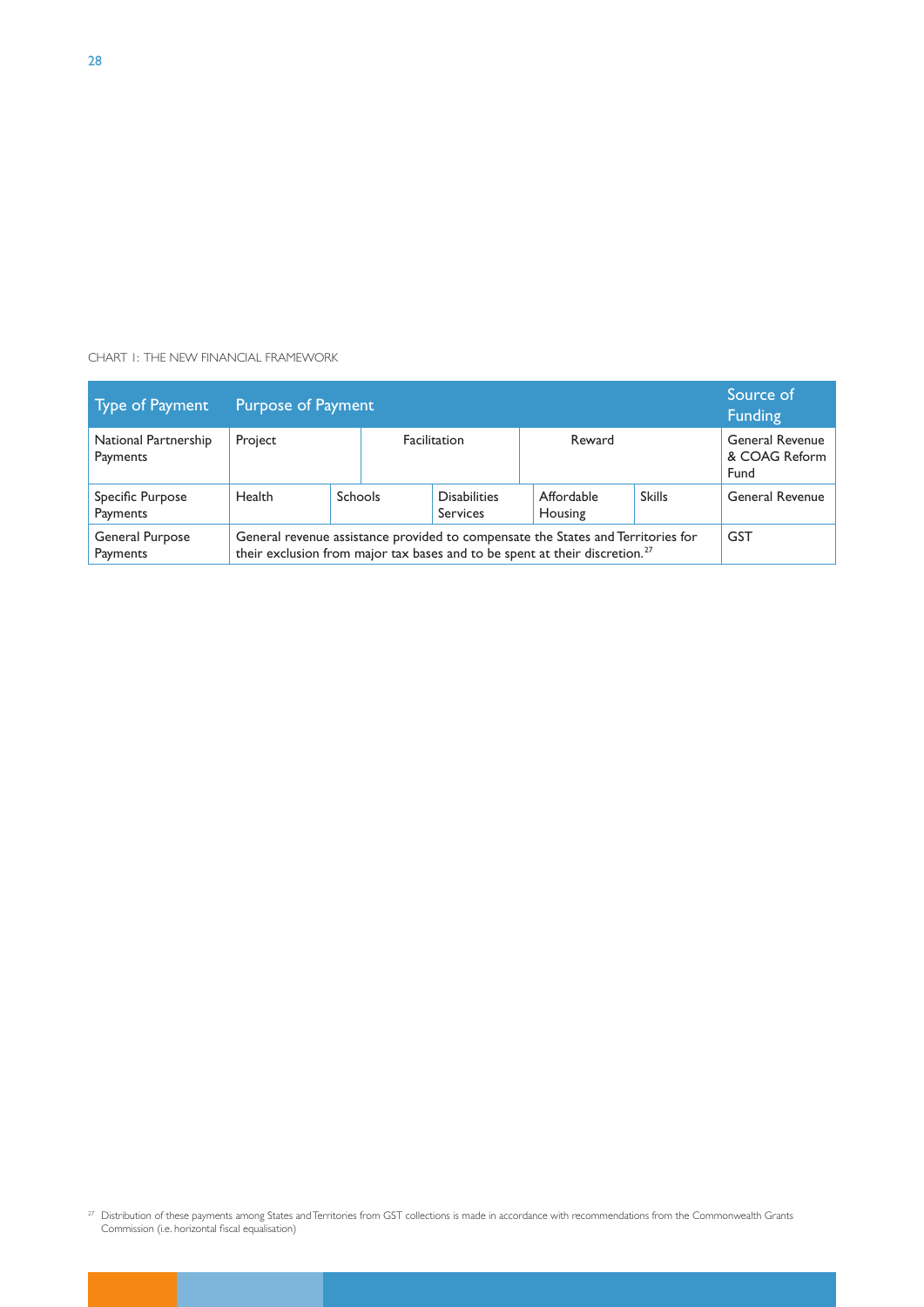CHART 1: THE NEW FINANCIAL FRAMEWORK

| Type of Payment | Purpose of Payment | | | | | Source of Funding |
|---|---|---|---|---|---|---|
| National Partnership Payments | Project | Facilitation | | Reward | | General Revenue & COAG Reform Fund |
| Specific Purpose Payments | Health | Schools | Disabilities Services | Affordable Housing | Skills | General Revenue |
| General Purpose Payments | General revenue assistance provided to compensate the States and Territories for their exclusion from major tax bases and to be spent at their discretion.[27] | | | | | GST |

[27] Distribution of these payments among States and Territories from GST collections is made in accordance with recommendations from the Commonwealth Grants Commission (i.e. horizontal fiscal equalisation)